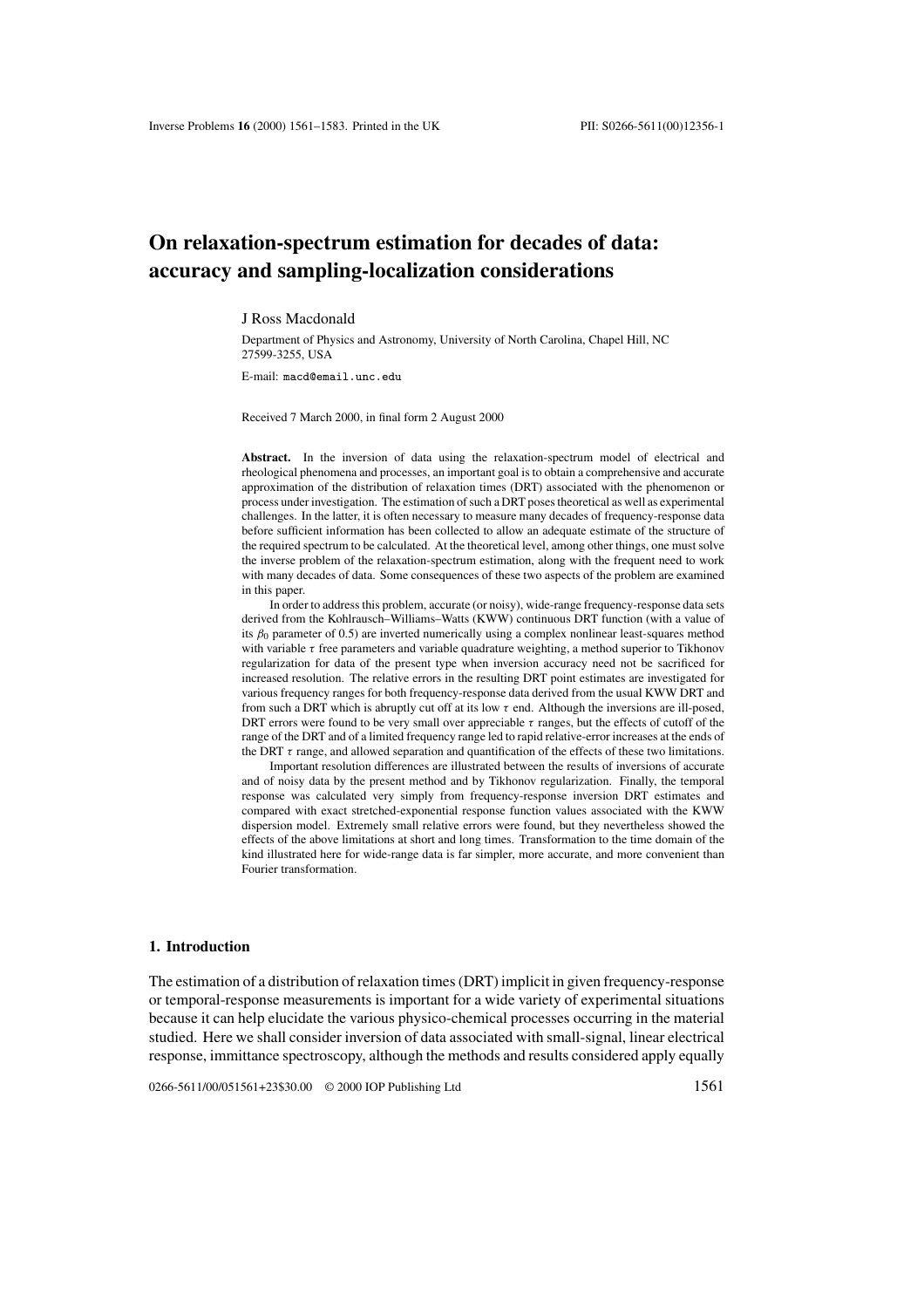# On relaxation-spectrum estimation for decades of data: accuracy and sampling-localization considerations

J Ross Macdonald

Department of Physics and Astronomy, University of North Carolina, Chapel Hill, NC 27599-3255, USA

E-mail: macd@email.unc.edu

Received 7 March 2000, in final form 2 August 2000

**Abstract.** In the inversion of data using the relaxation-spectrum model of electrical and rheological phenomena and processes, an important goal is to obtain a comprehensive and accurate approximation of the distribution of relaxation times (DRT) associated with the phenomenon or process under investigation. The estimation of such a DRT poses theoretical as well as experimental challenges. In the latter, it is often necessary to measure many decades of frequency-response data before sufficient information has been collected to allow an adequate estimate of the structure of the required spectrum to be calculated. At the theoretical level, among other things, one must solve the inverse problem of the relaxation-spectrum estimation, along with the frequent need to work with many decades of data. Some consequences of these two aspects of the problem are examined in this paper.

In order to address this problem, accurate (or noisy), wide-range frequency-response data sets derived from the Kohlrausch–Williams–Watts (KWW) continuous DRT function (with a value of its $\beta_0$ parameter of 0.5) are inverted numerically using a complex nonlinear least-squares method with variable $\tau$ free parameters and variable quadrature weighting, a method superior to Tikhonov regularization for data of the present type when inversion accuracy need not be sacrificed for increased resolution. The relative errors in the resulting DRT point estimates are investigated for various frequency ranges for both frequency-response data derived from the usual KWW DRT and from such a DRT which is abruptly cut off at its low $\tau$ end. Although the inversions are ill-posed, DRT errors were found to be very small over appreciable $\tau$ ranges, but the effects of cutoff of the range of the DRT and of a limited frequency range led to rapid relative-error increases at the ends of the DRT $\tau$ range, and allowed separation and quantification of the effects of these two limitations.

Important resolution differences are illustrated between the results of inversions of accurate and of noisy data by the present method and by Tikhonov regularization. Finally, the temporal response was calculated very simply from frequency-response inversion DRT estimates and compared with exact stretched-exponential response function values associated with the KWW dispersion model. Extremely small relative errors were found, but they nevertheless showed the effects of the above limitations at short and long times. Transformation to the time domain of the kind illustrated here for wide-range data is far simpler, more accurate, and more convenient than Fourier transformation.

## 1. Introduction

The estimation of a distribution of relaxation times (DRT) implicit in given frequency-response or temporal-response measurements is important for a wide variety of experimental situations because it can help elucidate the various physico-chemical processes occurring in the material studied. Here we shall consider inversion of data associated with small-signal, linear electrical response, immittance spectroscopy, although the methods and results considered apply equally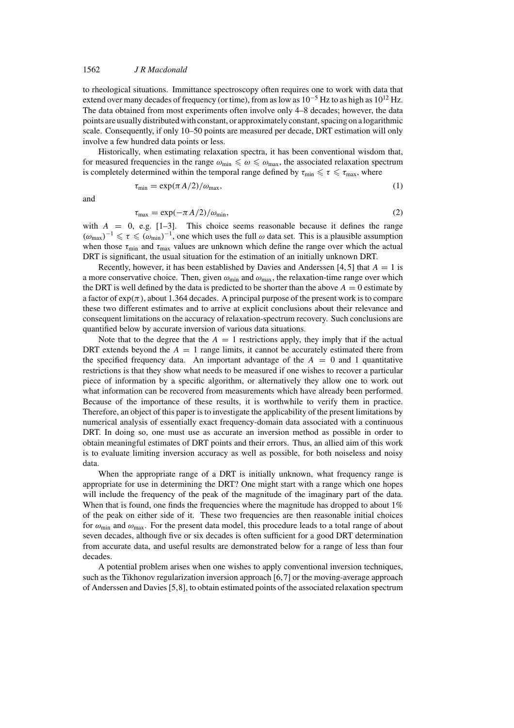to rheological situations. Immittance spectroscopy often requires one to work with data that extend over many decades of frequency (or time), from as low as $10^{-5}$ Hz to as high as $10^{12}$ Hz. The data obtained from most experiments often involve only 4–8 decades; however, the data points are usually distributed with constant, or approximately constant, spacing on a logarithmic scale. Consequently, if only 10–50 points are measured per decade, DRT estimation will only involve a few hundred data points or less.

Historically, when estimating relaxation spectra, it has been conventional wisdom that, for measured frequencies in the range $\omega_{\min} \leqslant \omega \leqslant \omega_{\max}$, the associated relaxation spectrum is completely determined within the temporal range defined by $\tau_{\min} \leqslant \tau \leqslant \tau_{\max}$, where

$$\tau_{\min} = \exp(\pi A/2)/\omega_{\max}, \tag{1}$$

and

$$\tau_{\max} = \exp(-\pi A/2)/\omega_{\min}, \tag{2}$$

with $A = 0$, e.g. [1–3]. This choice seems reasonable because it defines the range $(\omega_{\max})^{-1} \leqslant \tau \leqslant (\omega_{\min})^{-1}$, one which uses the full $\omega$ data set. This is a plausible assumption when those $\tau_{\min}$ and $\tau_{\max}$ values are unknown which define the range over which the actual DRT is significant, the usual situation for the estimation of an initially unknown DRT.

Recently, however, it has been established by Davies and Anderssen [4, 5] that $A = 1$ is a more conservative choice. Then, given $\omega_{\min}$ and $\omega_{\max}$, the relaxation-time range over which the DRT is well defined by the data is predicted to be shorter than the above $A = 0$ estimate by a factor of $\exp(\pi)$, about 1.364 decades. A principal purpose of the present work is to compare these two different estimates and to arrive at explicit conclusions about their relevance and consequent limitations on the accuracy of relaxation-spectrum recovery. Such conclusions are quantified below by accurate inversion of various data situations.

Note that to the degree that the $A = 1$ restrictions apply, they imply that if the actual DRT extends beyond the $A = 1$ range limits, it cannot be accurately estimated there from the specified frequency data. An important advantage of the $A = 0$ and 1 quantitative restrictions is that they show what needs to be measured if one wishes to recover a particular piece of information by a specific algorithm, or alternatively they allow one to work out what information can be recovered from measurements which have already been performed. Because of the importance of these results, it is worthwhile to verify them in practice. Therefore, an object of this paper is to investigate the applicability of the present limitations by numerical analysis of essentially exact frequency-domain data associated with a continuous DRT. In doing so, one must use as accurate an inversion method as possible in order to obtain meaningful estimates of DRT points and their errors. Thus, an allied aim of this work is to evaluate limiting inversion accuracy as well as possible, for both noiseless and noisy data.

When the appropriate range of a DRT is initially unknown, what frequency range is appropriate for use in determining the DRT? One might start with a range which one hopes will include the frequency of the peak of the magnitude of the imaginary part of the data. When that is found, one finds the frequencies where the magnitude has dropped to about 1% of the peak on either side of it. These two frequencies are then reasonable initial choices for $\omega_{\min}$ and $\omega_{\max}$. For the present data model, this procedure leads to a total range of about seven decades, although five or six decades is often sufficient for a good DRT determination from accurate data, and useful results are demonstrated below for a range of less than four decades.

A potential problem arises when one wishes to apply conventional inversion techniques, such as the Tikhonov regularization inversion approach [6, 7] or the moving-average approach of Anderssen and Davies [5, 8], to obtain estimated points of the associated relaxation spectrum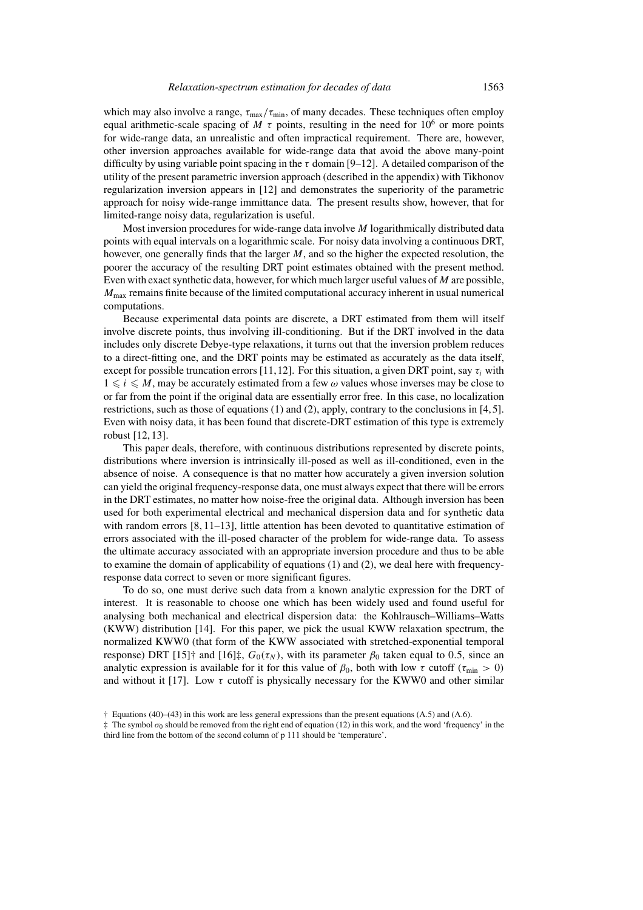which may also involve a range, $\tau_{max}/\tau_{min}$, of many decades. These techniques often employ equal arithmetic-scale spacing of $M$ $\tau$ points, resulting in the need for $10^6$ or more points for wide-range data, an unrealistic and often impractical requirement. There are, however, other inversion approaches available for wide-range data that avoid the above many-point difficulty by using variable point spacing in the $\tau$ domain [9–12]. A detailed comparison of the utility of the present parametric inversion approach (described in the appendix) with Tikhonov regularization inversion appears in [12] and demonstrates the superiority of the parametric approach for noisy wide-range immittance data. The present results show, however, that for limited-range noisy data, regularization is useful.

Most inversion procedures for wide-range data involve $M$ logarithmically distributed data points with equal intervals on a logarithmic scale. For noisy data involving a continuous DRT, however, one generally finds that the larger $M$, and so the higher the expected resolution, the poorer the accuracy of the resulting DRT point estimates obtained with the present method. Even with exact synthetic data, however, for which much larger useful values of $M$ are possible, $M_{max}$ remains finite because of the limited computational accuracy inherent in usual numerical computations.

Because experimental data points are discrete, a DRT estimated from them will itself involve discrete points, thus involving ill-conditioning. But if the DRT involved in the data includes only discrete Debye-type relaxations, it turns out that the inversion problem reduces to a direct-fitting one, and the DRT points may be estimated as accurately as the data itself, except for possible truncation errors [11, 12]. For this situation, a given DRT point, say $\tau_i$ with $1 \leqslant i \leqslant M$, may be accurately estimated from a few $\omega$ values whose inverses may be close to or far from the point if the original data are essentially error free. In this case, no localization restrictions, such as those of equations (1) and (2), apply, contrary to the conclusions in [4, 5]. Even with noisy data, it has been found that discrete-DRT estimation of this type is extremely robust [12, 13].

This paper deals, therefore, with continuous distributions represented by discrete points, distributions where inversion is intrinsically ill-posed as well as ill-conditioned, even in the absence of noise. A consequence is that no matter how accurately a given inversion solution can yield the original frequency-response data, one must always expect that there will be errors in the DRT estimates, no matter how noise-free the original data. Although inversion has been used for both experimental electrical and mechanical dispersion data and for synthetic data with random errors [8, 11–13], little attention has been devoted to quantitative estimation of errors associated with the ill-posed character of the problem for wide-range data. To assess the ultimate accuracy associated with an appropriate inversion procedure and thus to be able to examine the domain of applicability of equations (1) and (2), we deal here with frequency-response data correct to seven or more significant figures.

To do so, one must derive such data from a known analytic expression for the DRT of interest. It is reasonable to choose one which has been widely used and found useful for analysing both mechanical and electrical dispersion data: the Kohlrausch–Williams–Watts (KWW) distribution [14]. For this paper, we pick the usual KWW relaxation spectrum, the normalized KWW0 (that form of the KWW associated with stretched-exponential temporal response) DRT [15]† and [16]‡, $G_0(\tau_N)$, with its parameter $\beta_0$ taken equal to 0.5, since an analytic expression is available for it for this value of $\beta_0$, both with low $\tau$ cutoff ($\tau_{min} > 0$) and without it [17]. Low $\tau$ cutoff is physically necessary for the KWW0 and other similar

† Equations (40)–(43) in this work are less general expressions than the present equations (A.5) and (A.6).

‡ The symbol $\sigma_0$ should be removed from the right end of equation (12) in this work, and the word 'frequency' in the third line from the bottom of the second column of p 111 should be 'temperature'.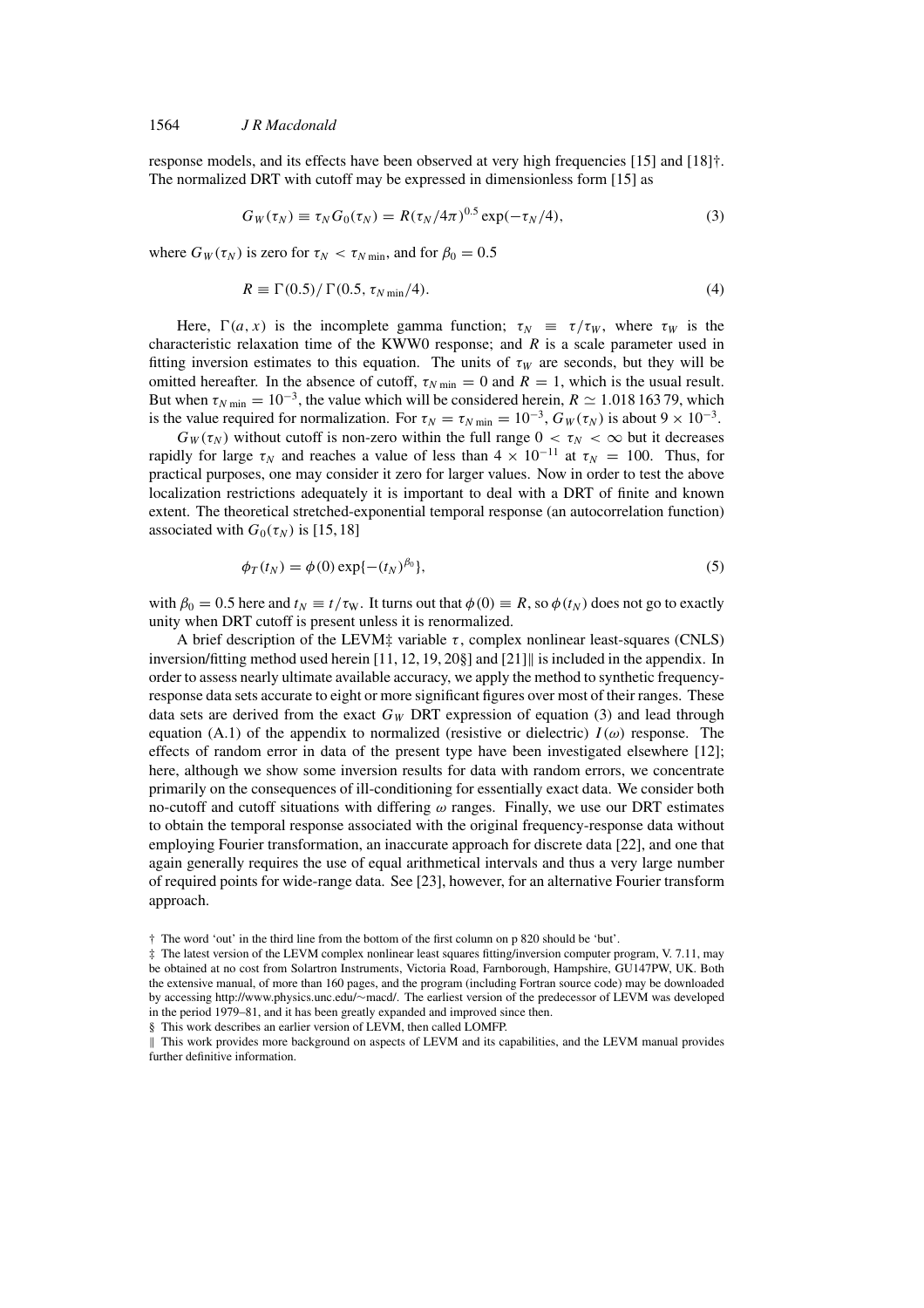response models, and its effects have been observed at very high frequencies [15] and [18]†. The normalized DRT with cutoff may be expressed in dimensionless form [15] as

$$G_W(\tau_N) \equiv \tau_N G_0(\tau_N) = R(\tau_N/4\pi)^{0.5}\exp(-\tau_N/4), \tag{3}$$

where $G_W(\tau_N)$ is zero for $\tau_N < \tau_{N\,\min}$, and for $\beta_0 = 0.5$

$$R \equiv \Gamma(0.5)/\Gamma(0.5, \tau_{N\,\min}/4). \tag{4}$$

Here, $\Gamma(a, x)$ is the incomplete gamma function; $\tau_N \equiv \tau/\tau_W$, where $\tau_W$ is the characteristic relaxation time of the KWW0 response; and $R$ is a scale parameter used in fitting inversion estimates to this equation. The units of $\tau_W$ are seconds, but they will be omitted hereafter. In the absence of cutoff, $\tau_{N\,\min} = 0$ and $R = 1$, which is the usual result. But when $\tau_{N\,\min} = 10^{-3}$, the value which will be considered herein, $R \simeq 1.018\,163\,79$, which is the value required for normalization. For $\tau_N = \tau_{N\,\min} = 10^{-3}$, $G_W(\tau_N)$ is about $9 \times 10^{-3}$.

$G_W(\tau_N)$ without cutoff is non-zero within the full range $0 < \tau_N < \infty$ but it decreases rapidly for large $\tau_N$ and reaches a value of less than $4 \times 10^{-11}$ at $\tau_N = 100$. Thus, for practical purposes, one may consider it zero for larger values. Now in order to test the above localization restrictions adequately it is important to deal with a DRT of finite and known extent. The theoretical stretched-exponential temporal response (an autocorrelation function) associated with $G_0(\tau_N)$ is [15, 18]

$$\phi_T(t_N) = \phi(0)\exp\{-(t_N)^{\beta_0}\}, \tag{5}$$

with $\beta_0 = 0.5$ here and $t_N \equiv t/\tau_W$. It turns out that $\phi(0) \equiv R$, so $\phi(t_N)$ does not go to exactly unity when DRT cutoff is present unless it is renormalized.

A brief description of the LEVM‡ variable $\tau$, complex nonlinear least-squares (CNLS) inversion/fitting method used herein [11, 12, 19, 20§] and [21]‖ is included in the appendix. In order to assess nearly ultimate available accuracy, we apply the method to synthetic frequency-response data sets accurate to eight or more significant figures over most of their ranges. These data sets are derived from the exact $G_W$ DRT expression of equation (3) and lead through equation (A.1) of the appendix to normalized (resistive or dielectric) $I(\omega)$ response. The effects of random error in data of the present type have been investigated elsewhere [12]; here, although we show some inversion results for data with random errors, we concentrate primarily on the consequences of ill-conditioning for essentially exact data. We consider both no-cutoff and cutoff situations with differing $\omega$ ranges. Finally, we use our DRT estimates to obtain the temporal response associated with the original frequency-response data without employing Fourier transformation, an inaccurate approach for discrete data [22], and one that again generally requires the use of equal arithmetical intervals and thus a very large number of required points for wide-range data. See [23], however, for an alternative Fourier transform approach.

† The word 'out' in the third line from the bottom of the first column on p 820 should be 'but'.

‡ The latest version of the LEVM complex nonlinear least squares fitting/inversion computer program, V. 7.11, may be obtained at no cost from Solartron Instruments, Victoria Road, Farnborough, Hampshire, GU147PW, UK. Both the extensive manual, of more than 160 pages, and the program (including Fortran source code) may be downloaded by accessing http://www.physics.unc.edu/~macd/. The earliest version of the predecessor of LEVM was developed in the period 1979–81, and it has been greatly expanded and improved since then.

§ This work describes an earlier version of LEVM, then called LOMFP.

‖ This work provides more background on aspects of LEVM and its capabilities, and the LEVM manual provides further definitive information.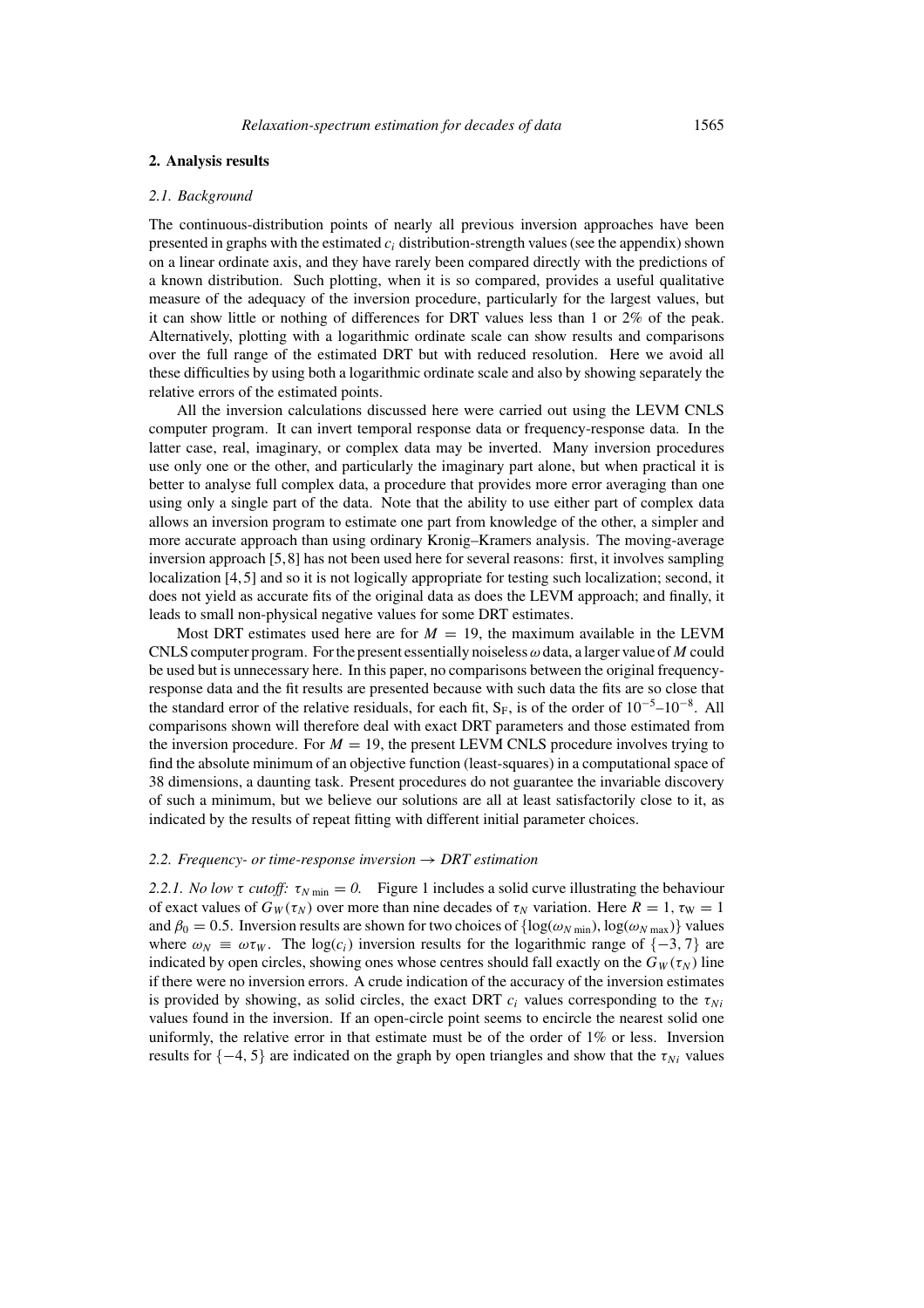## 2. Analysis results

### 2.1. Background

The continuous-distribution points of nearly all previous inversion approaches have been presented in graphs with the estimated $c_i$ distribution-strength values (see the appendix) shown on a linear ordinate axis, and they have rarely been compared directly with the predictions of a known distribution. Such plotting, when it is so compared, provides a useful qualitative measure of the adequacy of the inversion procedure, particularly for the largest values, but it can show little or nothing of differences for DRT values less than 1 or 2% of the peak. Alternatively, plotting with a logarithmic ordinate scale can show results and comparisons over the full range of the estimated DRT but with reduced resolution. Here we avoid all these difficulties by using both a logarithmic ordinate scale and also by showing separately the relative errors of the estimated points.

All the inversion calculations discussed here were carried out using the LEVM CNLS computer program. It can invert temporal response data or frequency-response data. In the latter case, real, imaginary, or complex data may be inverted. Many inversion procedures use only one or the other, and particularly the imaginary part alone, but when practical it is better to analyse full complex data, a procedure that provides more error averaging than one using only a single part of the data. Note that the ability to use either part of complex data allows an inversion program to estimate one part from knowledge of the other, a simpler and more accurate approach than using ordinary Kronig–Kramers analysis. The moving-average inversion approach [5, 8] has not been used here for several reasons: first, it involves sampling localization [4, 5] and so it is not logically appropriate for testing such localization; second, it does not yield as accurate fits of the original data as does the LEVM approach; and finally, it leads to small non-physical negative values for some DRT estimates.

Most DRT estimates used here are for $M = 19$, the maximum available in the LEVM CNLS computer program. For the present essentially noiseless $\omega$ data, a larger value of $M$ could be used but is unnecessary here. In this paper, no comparisons between the original frequency-response data and the fit results are presented because with such data the fits are so close that the standard error of the relative residuals, for each fit, $S_F$, is of the order of $10^{-5}$–$10^{-8}$. All comparisons shown will therefore deal with exact DRT parameters and those estimated from the inversion procedure. For $M = 19$, the present LEVM CNLS procedure involves trying to find the absolute minimum of an objective function (least-squares) in a computational space of 38 dimensions, a daunting task. Present procedures do not guarantee the invariable discovery of such a minimum, but we believe our solutions are all at least satisfactorily close to it, as indicated by the results of repeat fitting with different initial parameter choices.

### 2.2. Frequency- or time-response inversion $\rightarrow$ DRT estimation

*2.2.1. No low $\tau$ cutoff: $\tau_{N\,\mathrm{min}} = 0$.* Figure 1 includes a solid curve illustrating the behaviour of exact values of $G_W(\tau_N)$ over more than nine decades of $\tau_N$ variation. Here $R = 1$, $\tau_W = 1$ and $\beta_0 = 0.5$. Inversion results are shown for two choices of $\{\log(\omega_{N\,\mathrm{min}}), \log(\omega_{N\,\mathrm{max}})\}$ values where $\omega_N \equiv \omega\tau_W$. The $\log(c_i)$ inversion results for the logarithmic range of $\{-3, 7\}$ are indicated by open circles, showing ones whose centres should fall exactly on the $G_W(\tau_N)$ line if there were no inversion errors. A crude indication of the accuracy of the inversion estimates is provided by showing, as solid circles, the exact DRT $c_i$ values corresponding to the $\tau_{Ni}$ values found in the inversion. If an open-circle point seems to encircle the nearest solid one uniformly, the relative error in that estimate must be of the order of 1% or less. Inversion results for $\{-4, 5\}$ are indicated on the graph by open triangles and show that the $\tau_{Ni}$ values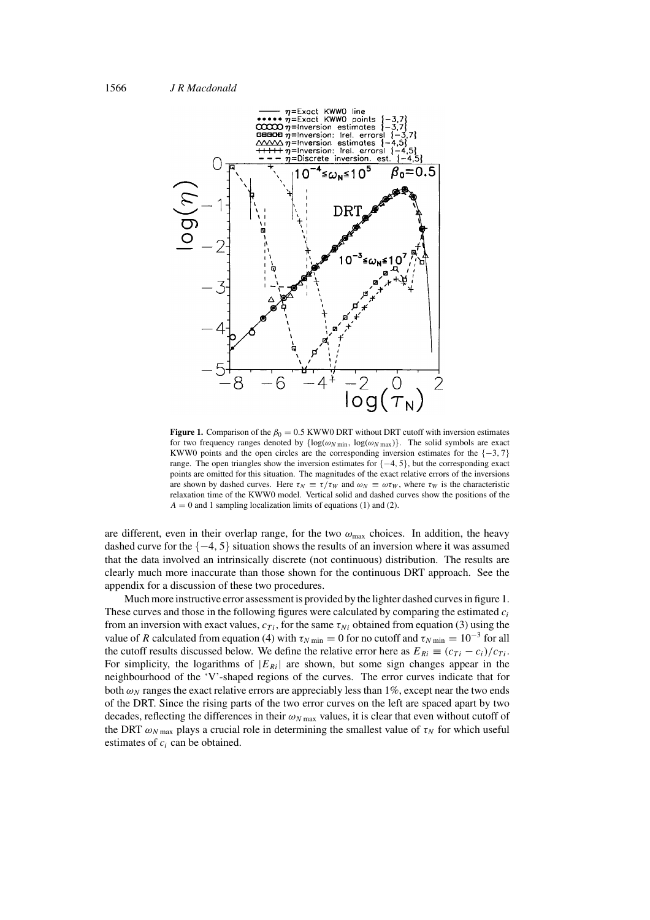**Figure 1.** Comparison of the $\beta_0 = 0.5$ KWW0 DRT without DRT cutoff with inversion estimates for two frequency ranges denoted by $\{\log(\omega_{N\,\min}, \log(\omega_{N\,\max})\}$. The solid symbols are exact KWW0 points and the open circles are the corresponding inversion estimates for the $\{-3, 7\}$ range. The open triangles show the inversion estimates for $\{-4, 5\}$, but the corresponding exact points are omitted for this situation. The magnitudes of the exact relative errors of the inversions are shown by dashed curves. Here $\tau_N \equiv \tau/\tau_W$ and $\omega_N \equiv \omega\tau_W$, where $\tau_W$ is the characteristic relaxation time of the KWW0 model. Vertical solid and dashed curves show the positions of the $A = 0$ and 1 sampling localization limits of equations (1) and (2).

are different, even in their overlap range, for the two $\omega_{\max}$ choices. In addition, the heavy dashed curve for the $\{-4, 5\}$ situation shows the results of an inversion where it was assumed that the data involved an intrinsically discrete (not continuous) distribution. The results are clearly much more inaccurate than those shown for the continuous DRT approach. See the appendix for a discussion of these two procedures.

Much more instructive error assessment is provided by the lighter dashed curves in figure 1. These curves and those in the following figures were calculated by comparing the estimated $c_i$ from an inversion with exact values, $c_{Ti}$, for the same $\tau_{Ni}$ obtained from equation (3) using the value of $R$ calculated from equation (4) with $\tau_{N\,\min} = 0$ for no cutoff and $\tau_{N\,\min} = 10^{-3}$ for all the cutoff results discussed below. We define the relative error here as $E_{Ri} \equiv (c_{Ti} - c_i)/c_{Ti}$. For simplicity, the logarithms of $|E_{Ri}|$ are shown, but some sign changes appear in the neighbourhood of the 'V'-shaped regions of the curves. The error curves indicate that for both $\omega_N$ ranges the exact relative errors are appreciably less than 1%, except near the two ends of the DRT. Since the rising parts of the two error curves on the left are spaced apart by two decades, reflecting the differences in their $\omega_{N\,\max}$ values, it is clear that even without cutoff of the DRT $\omega_{N\,\max}$ plays a crucial role in determining the smallest value of $\tau_N$ for which useful estimates of $c_i$ can be obtained.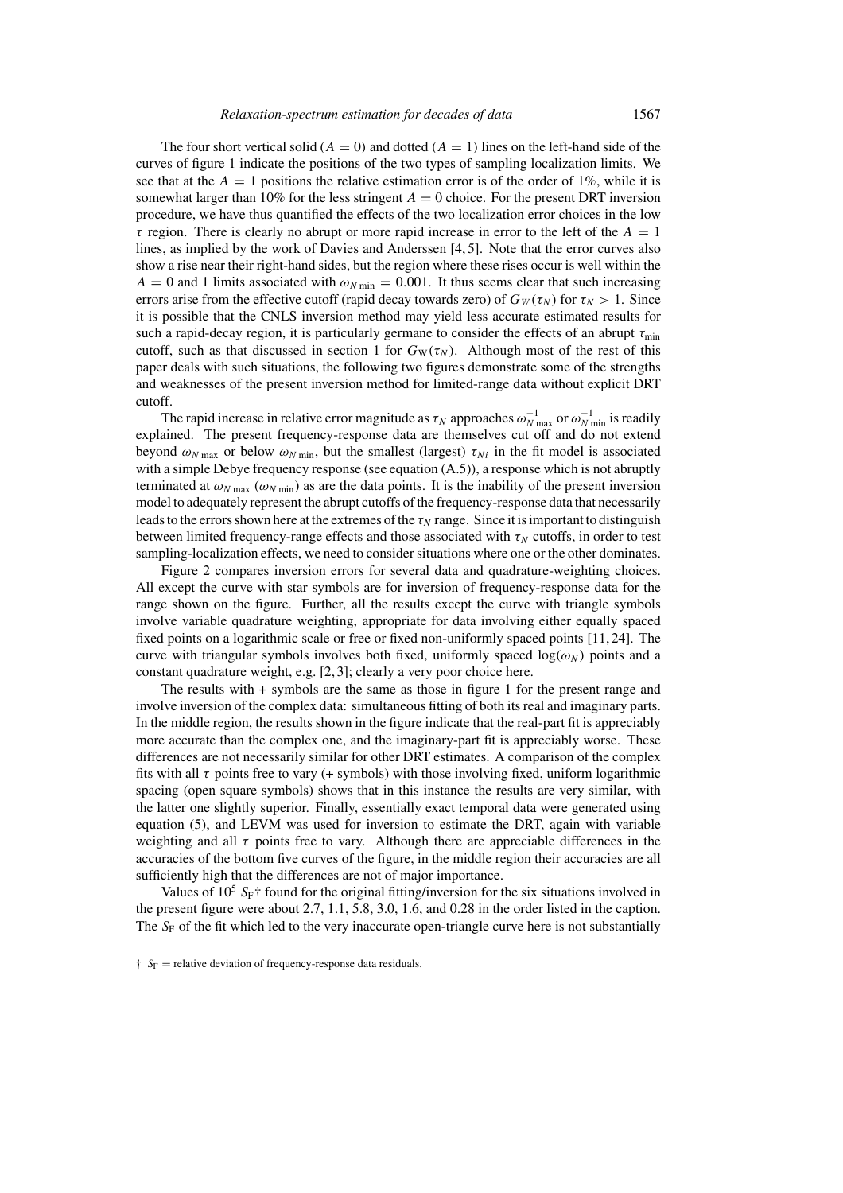The four short vertical solid ($A = 0$) and dotted ($A = 1$) lines on the left-hand side of the curves of figure 1 indicate the positions of the two types of sampling localization limits. We see that at the $A = 1$ positions the relative estimation error is of the order of 1%, while it is somewhat larger than 10% for the less stringent $A = 0$ choice. For the present DRT inversion procedure, we have thus quantified the effects of the two localization error choices in the low $\tau$ region. There is clearly no abrupt or more rapid increase in error to the left of the $A = 1$ lines, as implied by the work of Davies and Anderssen [4, 5]. Note that the error curves also show a rise near their right-hand sides, but the region where these rises occur is well within the $A = 0$ and 1 limits associated with $\omega_{N\,\min} = 0.001$. It thus seems clear that such increasing errors arise from the effective cutoff (rapid decay towards zero) of $G_W(\tau_N)$ for $\tau_N > 1$. Since it is possible that the CNLS inversion method may yield less accurate estimated results for such a rapid-decay region, it is particularly germane to consider the effects of an abrupt $\tau_{\min}$ cutoff, such as that discussed in section 1 for $G_W(\tau_N)$. Although most of the rest of this paper deals with such situations, the following two figures demonstrate some of the strengths and weaknesses of the present inversion method for limited-range data without explicit DRT cutoff.

The rapid increase in relative error magnitude as $\tau_N$ approaches $\omega_{N\,\max}^{-1}$ or $\omega_{N\,\min}^{-1}$ is readily explained. The present frequency-response data are themselves cut off and do not extend beyond $\omega_{N\,\max}$ or below $\omega_{N\,\min}$, but the smallest (largest) $\tau_{Ni}$ in the fit model is associated with a simple Debye frequency response (see equation (A.5)), a response which is not abruptly terminated at $\omega_{N\,\max}$ ($\omega_{N\,\min}$) as are the data points. It is the inability of the present inversion model to adequately represent the abrupt cutoffs of the frequency-response data that necessarily leads to the errors shown here at the extremes of the $\tau_N$ range. Since it is important to distinguish between limited frequency-range effects and those associated with $\tau_N$ cutoffs, in order to test sampling-localization effects, we need to consider situations where one or the other dominates.

Figure 2 compares inversion errors for several data and quadrature-weighting choices. All except the curve with star symbols are for inversion of frequency-response data for the range shown on the figure. Further, all the results except the curve with triangle symbols involve variable quadrature weighting, appropriate for data involving either equally spaced fixed points on a logarithmic scale or free or fixed non-uniformly spaced points [11, 24]. The curve with triangular symbols involves both fixed, uniformly spaced $\log(\omega_N)$ points and a constant quadrature weight, e.g. [2, 3]; clearly a very poor choice here.

The results with + symbols are the same as those in figure 1 for the present range and involve inversion of the complex data: simultaneous fitting of both its real and imaginary parts. In the middle region, the results shown in the figure indicate that the real-part fit is appreciably more accurate than the complex one, and the imaginary-part fit is appreciably worse. These differences are not necessarily similar for other DRT estimates. A comparison of the complex fits with all $\tau$ points free to vary (+ symbols) with those involving fixed, uniform logarithmic spacing (open square symbols) shows that in this instance the results are very similar, with the latter one slightly superior. Finally, essentially exact temporal data were generated using equation (5), and LEVM was used for inversion to estimate the DRT, again with variable weighting and all $\tau$ points free to vary. Although there are appreciable differences in the accuracies of the bottom five curves of the figure, in the middle region their accuracies are all sufficiently high that the differences are not of major importance.

Values of $10^5\ S_F$† found for the original fitting/inversion for the six situations involved in the present figure were about 2.7, 1.1, 5.8, 3.0, 1.6, and 0.28 in the order listed in the caption. The $S_F$ of the fit which led to the very inaccurate open-triangle curve here is not substantially

† $S_F$ = relative deviation of frequency-response data residuals.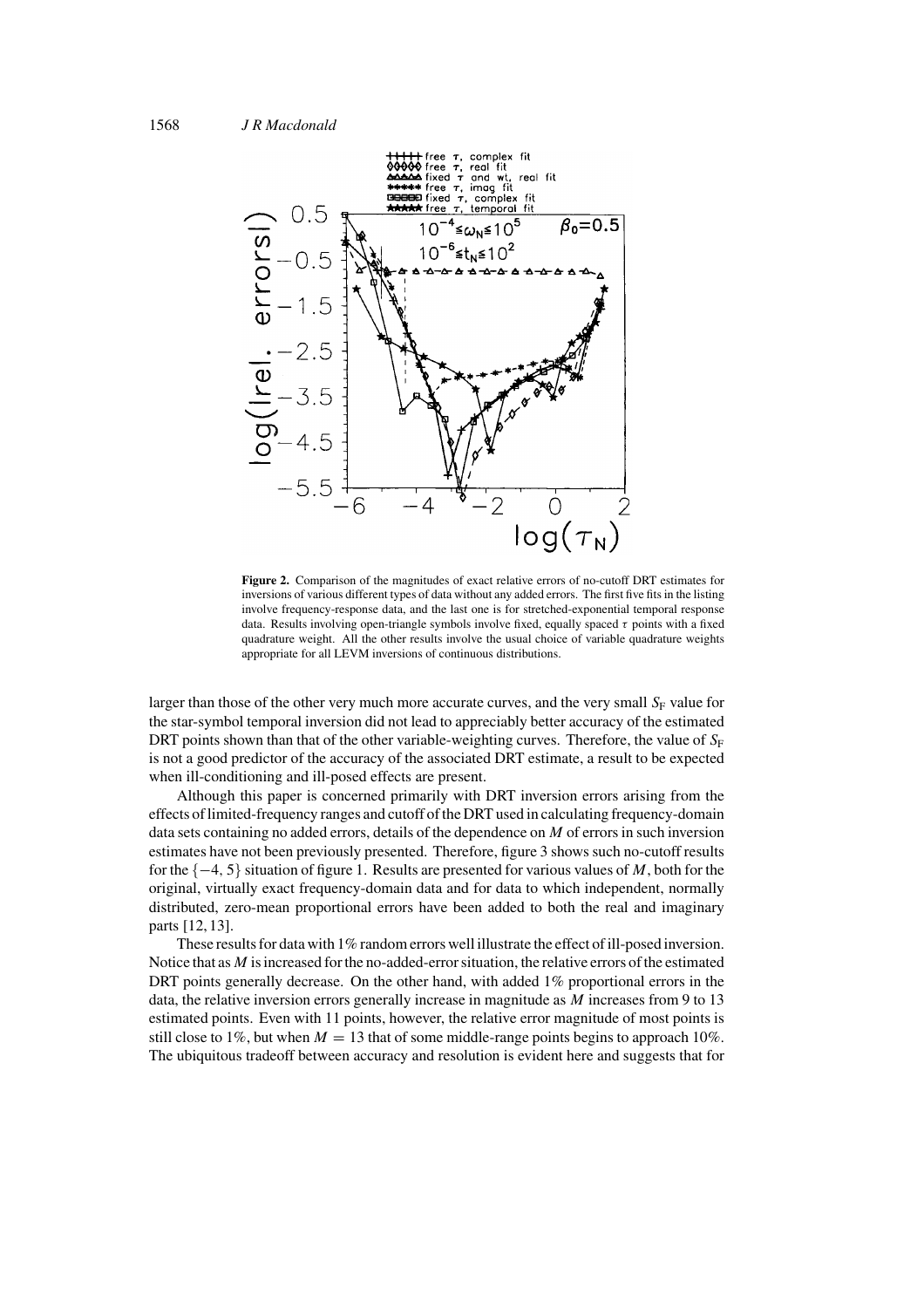**Figure 2.** Comparison of the magnitudes of exact relative errors of no-cutoff DRT estimates for inversions of various different types of data without any added errors. The first five fits in the listing involve frequency-response data, and the last one is for stretched-exponential temporal response data. Results involving open-triangle symbols involve fixed, equally spaced $\tau$ points with a fixed quadrature weight. All the other results involve the usual choice of variable quadrature weights appropriate for all LEVM inversions of continuous distributions.

larger than those of the other very much more accurate curves, and the very small $S_F$ value for the star-symbol temporal inversion did not lead to appreciably better accuracy of the estimated DRT points shown than that of the other variable-weighting curves. Therefore, the value of $S_F$ is not a good predictor of the accuracy of the associated DRT estimate, a result to be expected when ill-conditioning and ill-posed effects are present.

Although this paper is concerned primarily with DRT inversion errors arising from the effects of limited-frequency ranges and cutoff of the DRT used in calculating frequency-domain data sets containing no added errors, details of the dependence on $M$ of errors in such inversion estimates have not been previously presented. Therefore, figure 3 shows such no-cutoff results for the $\{-4, 5\}$ situation of figure 1. Results are presented for various values of $M$, both for the original, virtually exact frequency-domain data and for data to which independent, normally distributed, zero-mean proportional errors have been added to both the real and imaginary parts [12, 13].

These results for data with 1% random errors well illustrate the effect of ill-posed inversion. Notice that as $M$ is increased for the no-added-error situation, the relative errors of the estimated DRT points generally decrease. On the other hand, with added 1% proportional errors in the data, the relative inversion errors generally increase in magnitude as $M$ increases from 9 to 13 estimated points. Even with 11 points, however, the relative error magnitude of most points is still close to 1%, but when $M = 13$ that of some middle-range points begins to approach 10%. The ubiquitous tradeoff between accuracy and resolution is evident here and suggests that for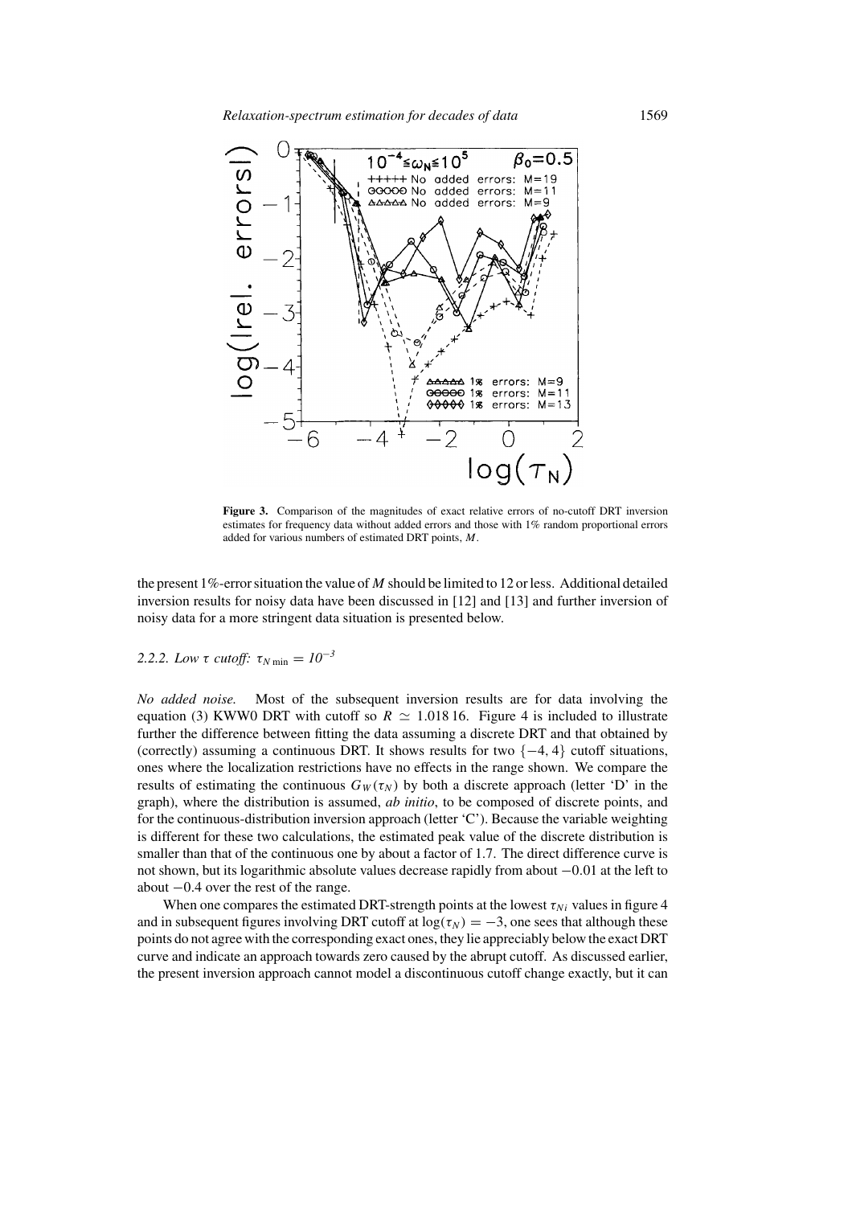**Figure 3.** Comparison of the magnitudes of exact relative errors of no-cutoff DRT inversion estimates for frequency data without added errors and those with 1% random proportional errors added for various numbers of estimated DRT points, $M$.

the present 1%-error situation the value of $M$ should be limited to 12 or less. Additional detailed inversion results for noisy data have been discussed in [12] and [13] and further inversion of noisy data for a more stringent data situation is presented below.

### 2.2.2. Low $\tau$ cutoff: $\tau_{N\,\mathrm{min}} = 10^{-3}$

*No added noise.* Most of the subsequent inversion results are for data involving the equation (3) KWW0 DRT with cutoff so $R \simeq 1.018\,16$. Figure 4 is included to illustrate further the difference between fitting the data assuming a discrete DRT and that obtained by (correctly) assuming a continuous DRT. It shows results for two $\{-4, 4\}$ cutoff situations, ones where the localization restrictions have no effects in the range shown. We compare the results of estimating the continuous $G_W(\tau_N)$ by both a discrete approach (letter 'D' in the graph), where the distribution is assumed, *ab initio*, to be composed of discrete points, and for the continuous-distribution inversion approach (letter 'C'). Because the variable weighting is different for these two calculations, the estimated peak value of the discrete distribution is smaller than that of the continuous one by about a factor of 1.7. The direct difference curve is not shown, but its logarithmic absolute values decrease rapidly from about $-0.01$ at the left to about $-0.4$ over the rest of the range.

When one compares the estimated DRT-strength points at the lowest $\tau_{Ni}$ values in figure 4 and in subsequent figures involving DRT cutoff at $\log(\tau_N) = -3$, one sees that although these points do not agree with the corresponding exact ones, they lie appreciably below the exact DRT curve and indicate an approach towards zero caused by the abrupt cutoff. As discussed earlier, the present inversion approach cannot model a discontinuous cutoff change exactly, but it can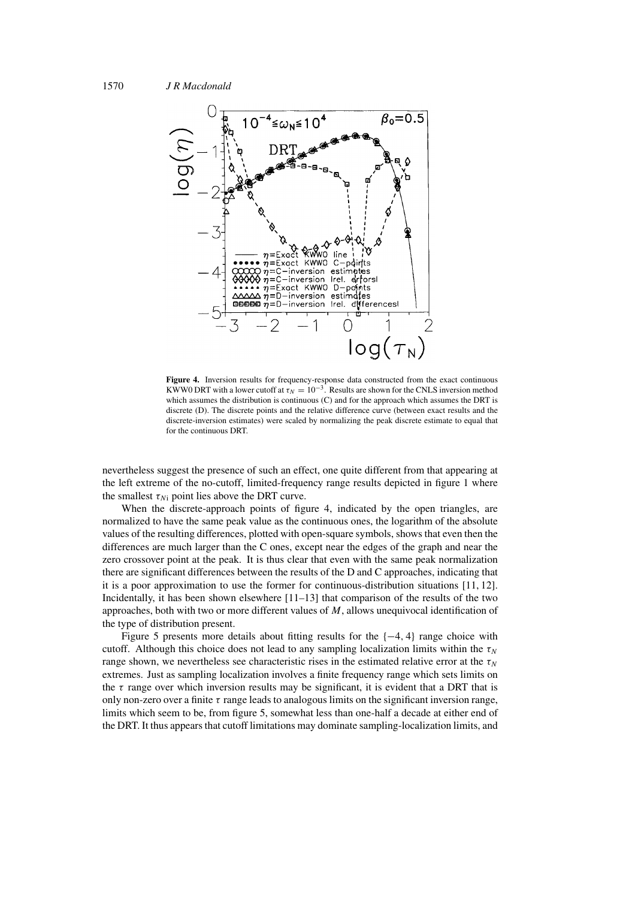**Figure 4.** Inversion results for frequency-response data constructed from the exact continuous KWW0 DRT with a lower cutoff at $\tau_N = 10^{-3}$. Results are shown for the CNLS inversion method which assumes the distribution is continuous (C) and for the approach which assumes the DRT is discrete (D). The discrete points and the relative difference curve (between exact results and the discrete-inversion estimates) were scaled by normalizing the peak discrete estimate to equal that for the continuous DRT.

nevertheless suggest the presence of such an effect, one quite different from that appearing at the left extreme of the no-cutoff, limited-frequency range results depicted in figure 1 where the smallest $\tau_{Ni}$ point lies above the DRT curve.

When the discrete-approach points of figure 4, indicated by the open triangles, are normalized to have the same peak value as the continuous ones, the logarithm of the absolute values of the resulting differences, plotted with open-square symbols, shows that even then the differences are much larger than the C ones, except near the edges of the graph and near the zero crossover point at the peak. It is thus clear that even with the same peak normalization there are significant differences between the results of the D and C approaches, indicating that it is a poor approximation to use the former for continuous-distribution situations [11, 12]. Incidentally, it has been shown elsewhere [11–13] that comparison of the results of the two approaches, both with two or more different values of $M$, allows unequivocal identification of the type of distribution present.

Figure 5 presents more details about fitting results for the $\{-4, 4\}$ range choice with cutoff. Although this choice does not lead to any sampling localization limits within the $\tau_N$ range shown, we nevertheless see characteristic rises in the estimated relative error at the $\tau_N$ extremes. Just as sampling localization involves a finite frequency range which sets limits on the $\tau$ range over which inversion results may be significant, it is evident that a DRT that is only non-zero over a finite $\tau$ range leads to analogous limits on the significant inversion range, limits which seem to be, from figure 5, somewhat less than one-half a decade at either end of the DRT. It thus appears that cutoff limitations may dominate sampling-localization limits, and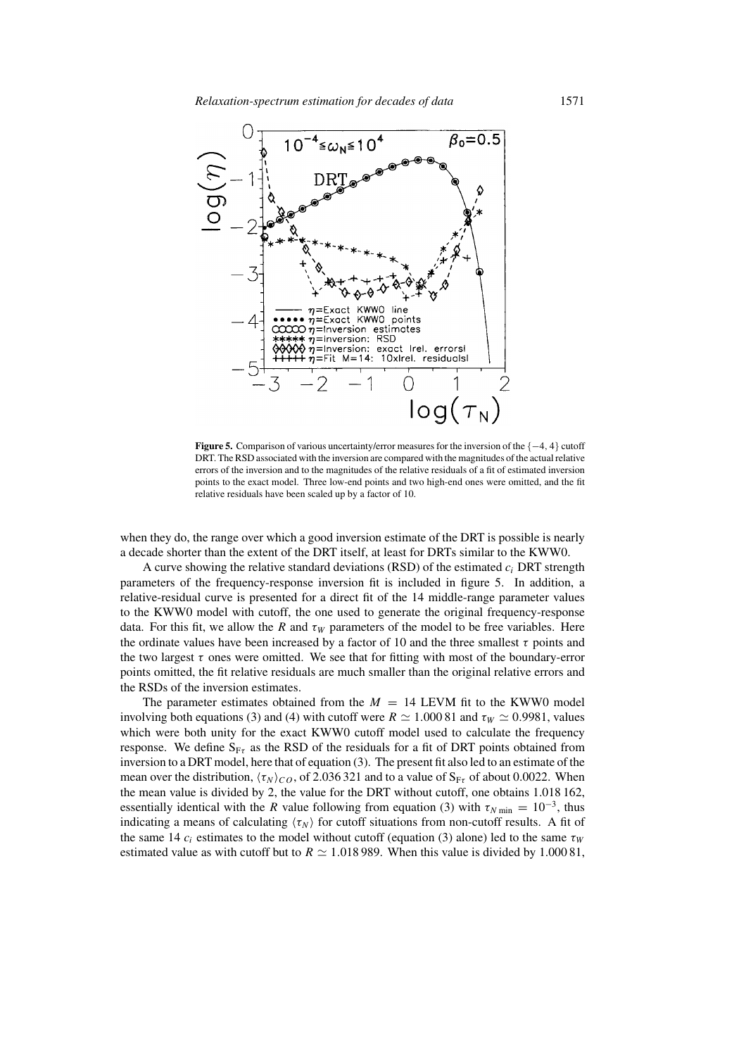**Figure 5.** Comparison of various uncertainty/error measures for the inversion of the $\{-4, 4\}$ cutoff DRT. The RSD associated with the inversion are compared with the magnitudes of the actual relative errors of the inversion and to the magnitudes of the relative residuals of a fit of estimated inversion points to the exact model. Three low-end points and two high-end ones were omitted, and the fit relative residuals have been scaled up by a factor of 10.

when they do, the range over which a good inversion estimate of the DRT is possible is nearly a decade shorter than the extent of the DRT itself, at least for DRTs similar to the KWW0.

A curve showing the relative standard deviations (RSD) of the estimated $c_i$ DRT strength parameters of the frequency-response inversion fit is included in figure 5. In addition, a relative-residual curve is presented for a direct fit of the 14 middle-range parameter values to the KWW0 model with cutoff, the one used to generate the original frequency-response data. For this fit, we allow the $R$ and $\tau_W$ parameters of the model to be free variables. Here the ordinate values have been increased by a factor of 10 and the three smallest $\tau$ points and the two largest $\tau$ ones were omitted. We see that for fitting with most of the boundary-error points omitted, the fit relative residuals are much smaller than the original relative errors and the RSDs of the inversion estimates.

The parameter estimates obtained from the $M = 14$ LEVM fit to the KWW0 model involving both equations (3) and (4) with cutoff were $R \simeq 1.00081$ and $\tau_W \simeq 0.9981$, values which were both unity for the exact KWW0 cutoff model used to calculate the frequency response. We define $S_{F\tau}$ as the RSD of the residuals for a fit of DRT points obtained from inversion to a DRT model, here that of equation (3). The present fit also led to an estimate of the mean over the distribution, $\langle \tau_N \rangle_{CO}$, of 2.036 321 and to a value of $S_{F\tau}$ of about 0.0022. When the mean value is divided by 2, the value for the DRT without cutoff, one obtains 1.018 162, essentially identical with the $R$ value following from equation (3) with $\tau_{N\,\min} = 10^{-3}$, thus indicating a means of calculating $\langle \tau_N \rangle$ for cutoff situations from non-cutoff results. A fit of the same 14 $c_i$ estimates to the model without cutoff (equation (3) alone) led to the same $\tau_W$ estimated value as with cutoff but to $R \simeq 1.018989$. When this value is divided by 1.000 81,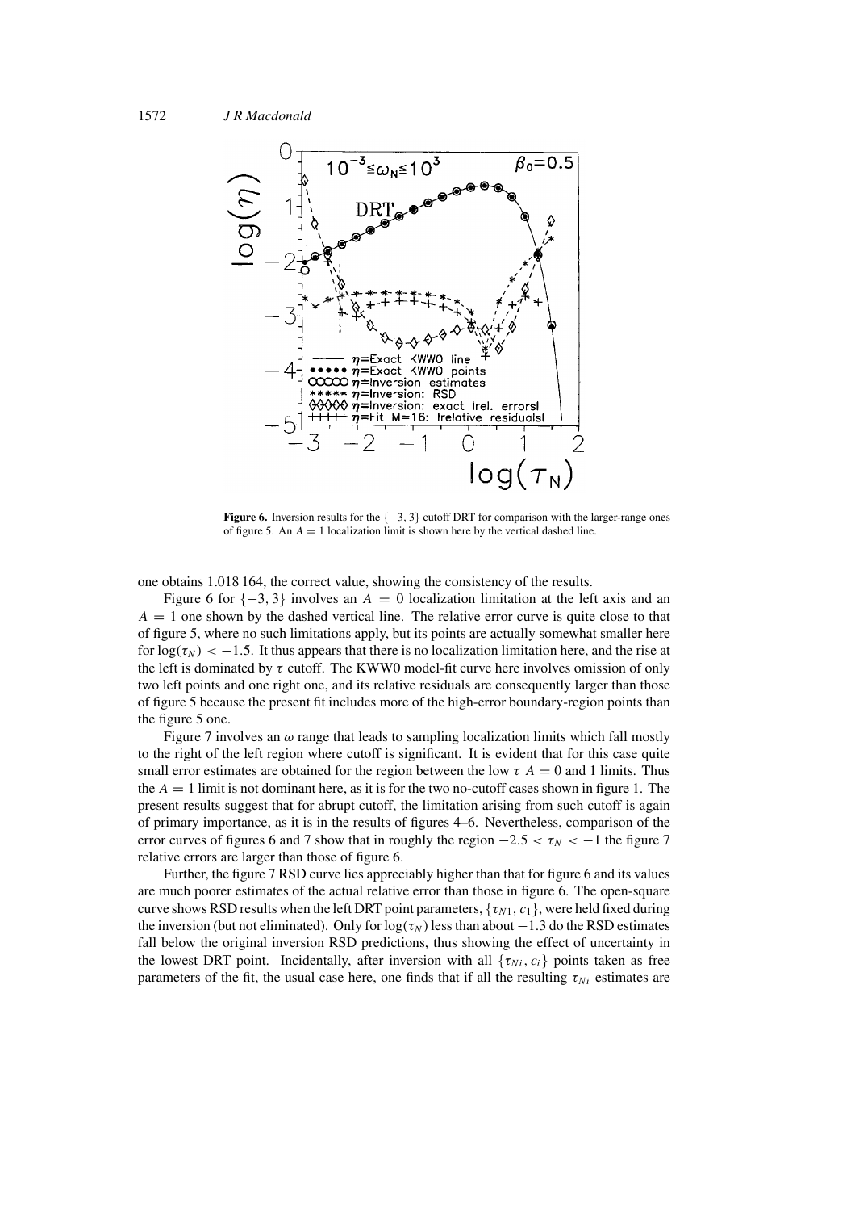**Figure 6.** Inversion results for the $\{-3, 3\}$ cutoff DRT for comparison with the larger-range ones of figure 5. An $A = 1$ localization limit is shown here by the vertical dashed line.

one obtains 1.018 164, the correct value, showing the consistency of the results.

Figure 6 for $\{-3, 3\}$ involves an $A = 0$ localization limitation at the left axis and an $A = 1$ one shown by the dashed vertical line. The relative error curve is quite close to that of figure 5, where no such limitations apply, but its points are actually somewhat smaller here for $\log(\tau_N) < -1.5$. It thus appears that there is no localization limitation here, and the rise at the left is dominated by $\tau$ cutoff. The KWW0 model-fit curve here involves omission of only two left points and one right one, and its relative residuals are consequently larger than those of figure 5 because the present fit includes more of the high-error boundary-region points than the figure 5 one.

Figure 7 involves an $\omega$ range that leads to sampling localization limits which fall mostly to the right of the left region where cutoff is significant. It is evident that for this case quite small error estimates are obtained for the region between the low $\tau$ $A = 0$ and 1 limits. Thus the $A = 1$ limit is not dominant here, as it is for the two no-cutoff cases shown in figure 1. The present results suggest that for abrupt cutoff, the limitation arising from such cutoff is again of primary importance, as it is in the results of figures 4–6. Nevertheless, comparison of the error curves of figures 6 and 7 show that in roughly the region $-2.5 < \tau_N < -1$ the figure 7 relative errors are larger than those of figure 6.

Further, the figure 7 RSD curve lies appreciably higher than that for figure 6 and its values are much poorer estimates of the actual relative error than those in figure 6. The open-square curve shows RSD results when the left DRT point parameters, $\{\tau_{N1}, c_1\}$, were held fixed during the inversion (but not eliminated). Only for $\log(\tau_N)$ less than about $-1.3$ do the RSD estimates fall below the original inversion RSD predictions, thus showing the effect of uncertainty in the lowest DRT point. Incidentally, after inversion with all $\{\tau_{Ni}, c_i\}$ points taken as free parameters of the fit, the usual case here, one finds that if all the resulting $\tau_{Ni}$ estimates are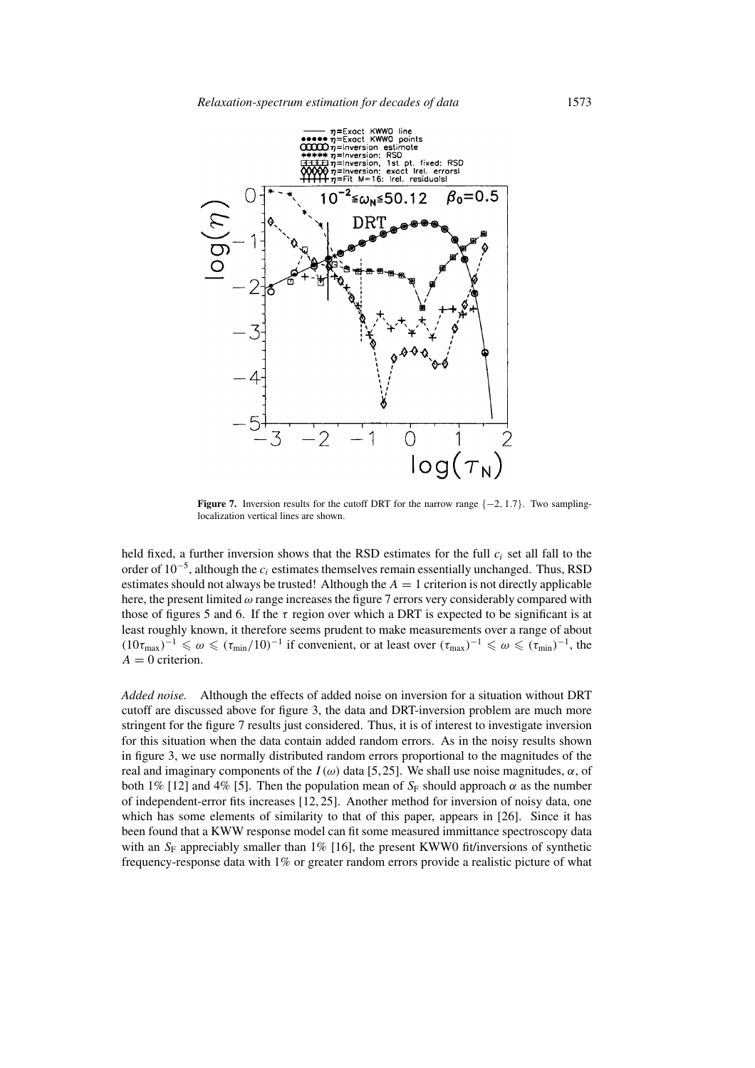**Figure 7.** Inversion results for the cutoff DRT for the narrow range $\{-2, 1.7\}$. Two sampling-localization vertical lines are shown.

held fixed, a further inversion shows that the RSD estimates for the full $c_i$ set all fall to the order of $10^{-5}$, although the $c_i$ estimates themselves remain essentially unchanged. Thus, RSD estimates should not always be trusted! Although the $A = 1$ criterion is not directly applicable here, the present limited $\omega$ range increases the figure 7 errors very considerably compared with those of figures 5 and 6. If the $\tau$ region over which a DRT is expected to be significant is at least roughly known, it therefore seems prudent to make measurements over a range of about $(10\tau_{\max})^{-1} \leqslant \omega \leqslant (\tau_{\min}/10)^{-1}$ if convenient, or at least over $(\tau_{\max})^{-1} \leqslant \omega \leqslant (\tau_{\min})^{-1}$, the $A = 0$ criterion.

*Added noise.* Although the effects of added noise on inversion for a situation without DRT cutoff are discussed above for figure 3, the data and DRT-inversion problem are much more stringent for the figure 7 results just considered. Thus, it is of interest to investigate inversion for this situation when the data contain added random errors. As in the noisy results shown in figure 3, we use normally distributed random errors proportional to the magnitudes of the real and imaginary components of the $I(\omega)$ data [5, 25]. We shall use noise magnitudes, $\alpha$, of both 1% [12] and 4% [5]. Then the population mean of $S_{\mathrm{F}}$ should approach $\alpha$ as the number of independent-error fits increases [12, 25]. Another method for inversion of noisy data, one which has some elements of similarity to that of this paper, appears in [26]. Since it has been found that a KWW response model can fit some measured immittance spectroscopy data with an $S_{\mathrm{F}}$ appreciably smaller than 1% [16], the present KWW0 fit/inversions of synthetic frequency-response data with 1% or greater random errors provide a realistic picture of what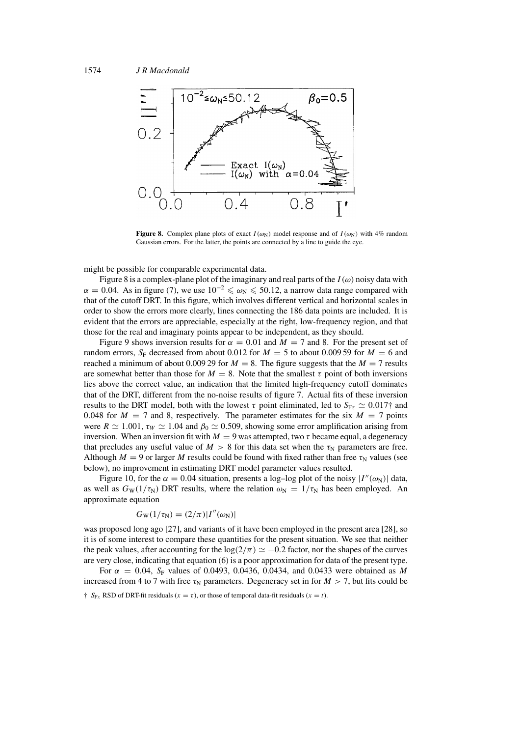**Figure 8.** Complex plane plots of exact $I(\omega_N)$ model response and of $I(\omega_N)$ with 4% random Gaussian errors. For the latter, the points are connected by a line to guide the eye.

might be possible for comparable experimental data.

Figure 8 is a complex-plane plot of the imaginary and real parts of the $I(\omega)$ noisy data with $\alpha = 0.04$. As in figure (7), we use $10^{-2} \leqslant \omega_N \leqslant 50.12$, a narrow data range compared with that of the cutoff DRT. In this figure, which involves different vertical and horizontal scales in order to show the errors more clearly, lines connecting the 186 data points are included. It is evident that the errors are appreciable, especially at the right, low-frequency region, and that those for the real and imaginary points appear to be independent, as they should.

Figure 9 shows inversion results for $\alpha = 0.01$ and $M = 7$ and 8. For the present set of random errors, $S_F$ decreased from about 0.012 for $M = 5$ to about 0.009 59 for $M = 6$ and reached a minimum of about 0.009 29 for $M = 8$. The figure suggests that the $M = 7$ results are somewhat better than those for $M = 8$. Note that the smallest $\tau$ point of both inversions lies above the correct value, an indication that the limited high-frequency cutoff dominates that of the DRT, different from the no-noise results of figure 7. Actual fits of these inversion results to the DRT model, both with the lowest $\tau$ point eliminated, led to $S_{F\tau} \simeq 0.017$† and 0.048 for $M = 7$ and 8, respectively. The parameter estimates for the six $M = 7$ points were $R \simeq 1.001$, $\tau_W \simeq 1.04$ and $\beta_0 \simeq 0.509$, showing some error amplification arising from inversion. When an inversion fit with $M = 9$ was attempted, two $\tau$ became equal, a degeneracy that precludes any useful value of $M > 8$ for this data set when the $\tau_N$ parameters are free. Although $M = 9$ or larger $M$ results could be found with fixed rather than free $\tau_N$ values (see below), no improvement in estimating DRT model parameter values resulted.

Figure 10, for the $\alpha = 0.04$ situation, presents a log–log plot of the noisy $|I''(\omega_N)|$ data, as well as $G_W(1/\tau_N)$ DRT results, where the relation $\omega_N = 1/\tau_N$ has been employed. An approximate equation

$$G_W(1/\tau_N) = (2/\pi)|I''(\omega_N)|$$

was proposed long ago [27], and variants of it have been employed in the present area [28], so it is of some interest to compare these quantities for the present situation. We see that neither the peak values, after accounting for the $\log(2/\pi) \simeq -0.2$ factor, nor the shapes of the curves are very close, indicating that equation (6) is a poor approximation for data of the present type.

For $\alpha = 0.04$, $S_F$ values of 0.0493, 0.0436, 0.0434, and 0.0433 were obtained as $M$ increased from 4 to 7 with free $\tau_N$ parameters. Degeneracy set in for $M > 7$, but fits could be

† $S_{Fx}$ RSD of DRT-fit residuals ($x = \tau$), or those of temporal data-fit residuals ($x = t$).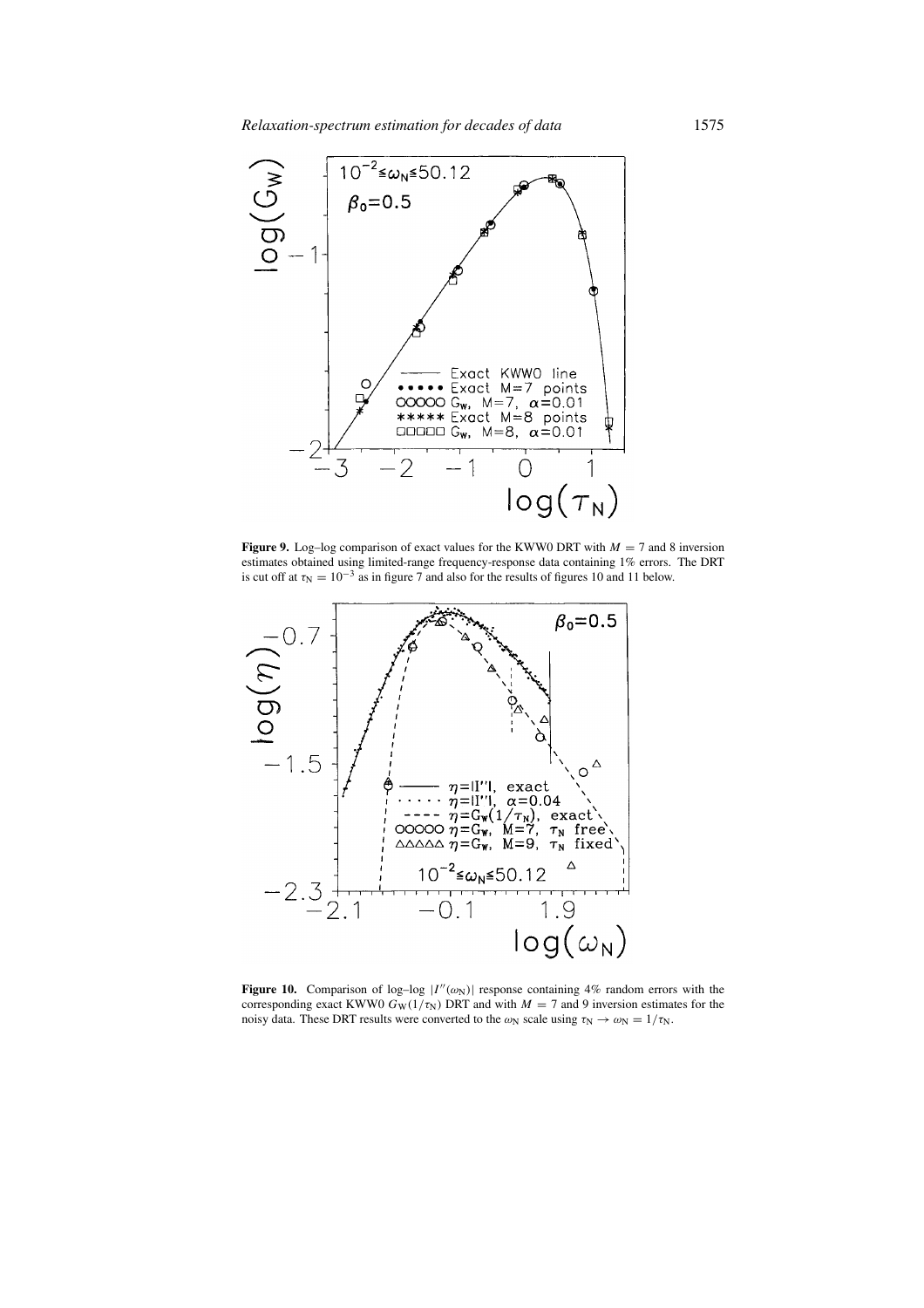**Figure 9.** Log–log comparison of exact values for the KWW0 DRT with $M = 7$ and 8 inversion estimates obtained using limited-range frequency-response data containing 1% errors. The DRT is cut off at $\tau_N = 10^{-3}$ as in figure 7 and also for the results of figures 10 and 11 below.

**Figure 10.** Comparison of log–log $|I''(\omega_N)|$ response containing 4% random errors with the corresponding exact KWW0 $G_W(1/\tau_N)$ DRT and with $M = 7$ and 9 inversion estimates for the noisy data. These DRT results were converted to the $\omega_N$ scale using $\tau_N \rightarrow \omega_N = 1/\tau_N$.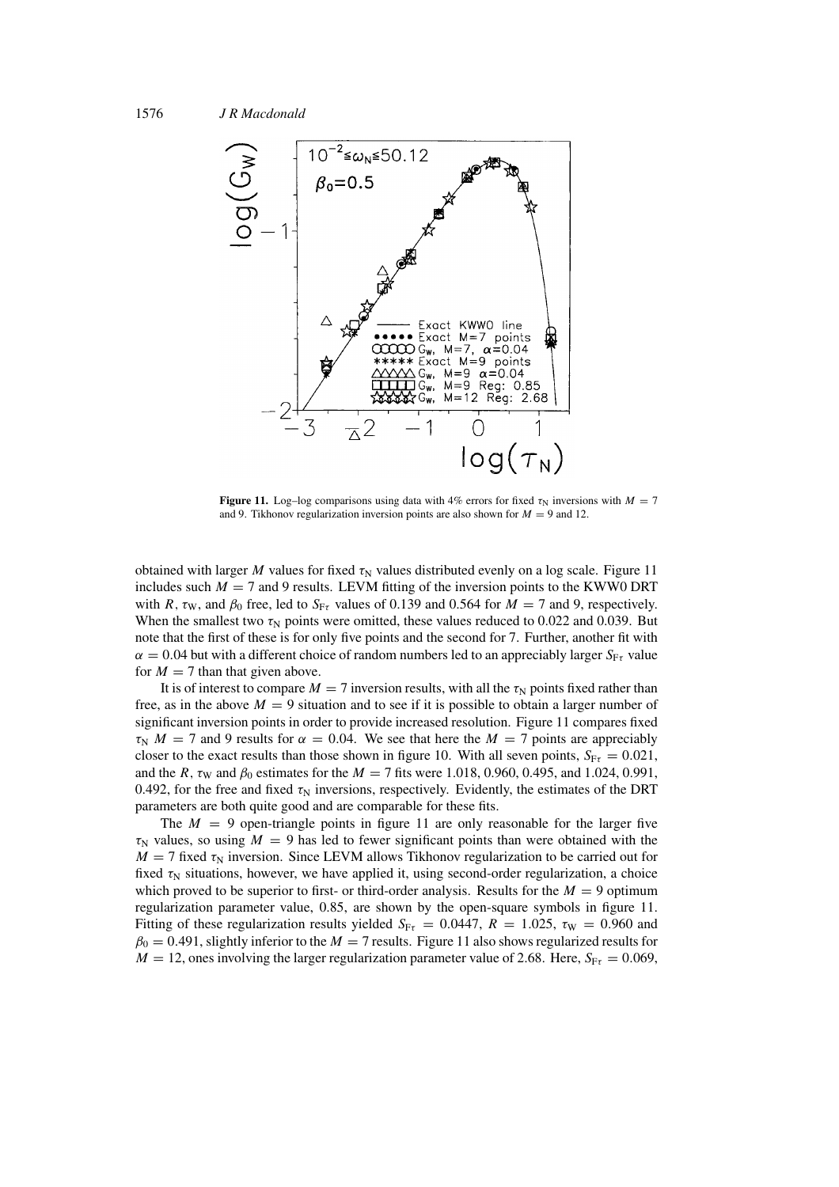**Figure 11.** Log–log comparisons using data with 4% errors for fixed $\tau_N$ inversions with $M = 7$ and 9. Tikhonov regularization inversion points are also shown for $M = 9$ and 12.

obtained with larger $M$ values for fixed $\tau_N$ values distributed evenly on a log scale. Figure 11 includes such $M = 7$ and 9 results. LEVM fitting of the inversion points to the KWW0 DRT with $R$, $\tau_W$, and $\beta_0$ free, led to $S_{F\tau}$ values of 0.139 and 0.564 for $M = 7$ and 9, respectively. When the smallest two $\tau_N$ points were omitted, these values reduced to 0.022 and 0.039. But note that the first of these is for only five points and the second for 7. Further, another fit with $\alpha = 0.04$ but with a different choice of random numbers led to an appreciably larger $S_{F\tau}$ value for $M = 7$ than that given above.

It is of interest to compare $M = 7$ inversion results, with all the $\tau_N$ points fixed rather than free, as in the above $M = 9$ situation and to see if it is possible to obtain a larger number of significant inversion points in order to provide increased resolution. Figure 11 compares fixed $\tau_N$ $M = 7$ and 9 results for $\alpha = 0.04$. We see that here the $M = 7$ points are appreciably closer to the exact results than those shown in figure 10. With all seven points, $S_{F\tau} = 0.021$, and the $R$, $\tau_W$ and $\beta_0$ estimates for the $M = 7$ fits were 1.018, 0.960, 0.495, and 1.024, 0.991, 0.492, for the free and fixed $\tau_N$ inversions, respectively. Evidently, the estimates of the DRT parameters are both quite good and are comparable for these fits.

The $M = 9$ open-triangle points in figure 11 are only reasonable for the larger five $\tau_N$ values, so using $M = 9$ has led to fewer significant points than were obtained with the $M = 7$ fixed $\tau_N$ inversion. Since LEVM allows Tikhonov regularization to be carried out for fixed $\tau_N$ situations, however, we have applied it, using second-order regularization, a choice which proved to be superior to first- or third-order analysis. Results for the $M = 9$ optimum regularization parameter value, 0.85, are shown by the open-square symbols in figure 11. Fitting of these regularization results yielded $S_{F\tau} = 0.0447$, $R = 1.025$, $\tau_W = 0.960$ and $\beta_0 = 0.491$, slightly inferior to the $M = 7$ results. Figure 11 also shows regularized results for $M = 12$, ones involving the larger regularization parameter value of 2.68. Here, $S_{F\tau} = 0.069$,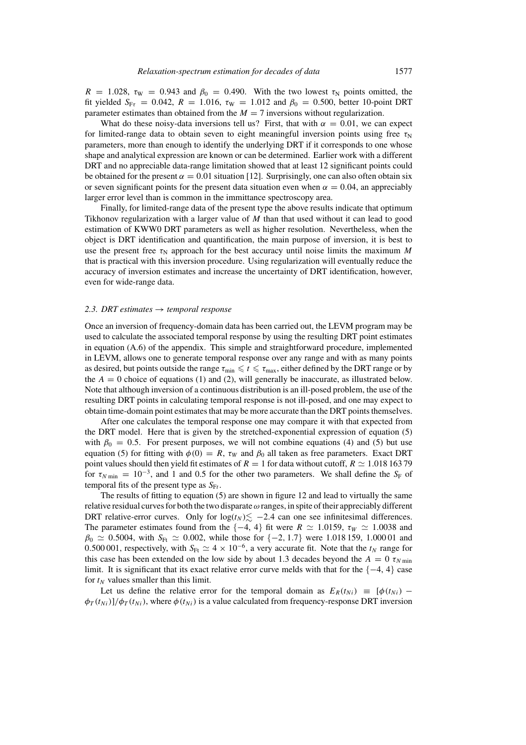$R = 1.028$, $\tau_W = 0.943$ and $\beta_0 = 0.490$. With the two lowest $\tau_N$ points omitted, the fit yielded $S_{F\tau} = 0.042$, $R = 1.016$, $\tau_W = 1.012$ and $\beta_0 = 0.500$, better 10-point DRT parameter estimates than obtained from the $M = 7$ inversions without regularization.

What do these noisy-data inversions tell us? First, that with $\alpha = 0.01$, we can expect for limited-range data to obtain seven to eight meaningful inversion points using free $\tau_N$ parameters, more than enough to identify the underlying DRT if it corresponds to one whose shape and analytical expression are known or can be determined. Earlier work with a different DRT and no appreciable data-range limitation showed that at least 12 significant points could be obtained for the present $\alpha = 0.01$ situation [12]. Surprisingly, one can also often obtain six or seven significant points for the present data situation even when $\alpha = 0.04$, an appreciably larger error level than is common in the immittance spectroscopy area.

Finally, for limited-range data of the present type the above results indicate that optimum Tikhonov regularization with a larger value of $M$ than that used without it can lead to good estimation of KWW0 DRT parameters as well as higher resolution. Nevertheless, when the object is DRT identification and quantification, the main purpose of inversion, it is best to use the present free $\tau_N$ approach for the best accuracy until noise limits the maximum $M$ that is practical with this inversion procedure. Using regularization will eventually reduce the accuracy of inversion estimates and increase the uncertainty of DRT identification, however, even for wide-range data.

### 2.3. DRT estimates → temporal response

Once an inversion of frequency-domain data has been carried out, the LEVM program may be used to calculate the associated temporal response by using the resulting DRT point estimates in equation (A.6) of the appendix. This simple and straightforward procedure, implemented in LEVM, allows one to generate temporal response over any range and with as many points as desired, but points outside the range $\tau_{min} \leqslant t \leqslant \tau_{max}$, either defined by the DRT range or by the $A = 0$ choice of equations (1) and (2), will generally be inaccurate, as illustrated below. Note that although inversion of a continuous distribution is an ill-posed problem, the use of the resulting DRT points in calculating temporal response is not ill-posed, and one may expect to obtain time-domain point estimates that may be more accurate than the DRT points themselves.

After one calculates the temporal response one may compare it with that expected from the DRT model. Here that is given by the stretched-exponential expression of equation (5) with $\beta_0 = 0.5$. For present purposes, we will not combine equations (4) and (5) but use equation (5) for fitting with $\phi(0) = R$, $\tau_W$ and $\beta_0$ all taken as free parameters. Exact DRT point values should then yield fit estimates of $R = 1$ for data without cutoff, $R \simeq 1.018\,163\,79$ for $\tau_{N\,min} = 10^{-3}$, and 1 and 0.5 for the other two parameters. We shall define the $S_F$ of temporal fits of the present type as $S_{Ft}$.

The results of fitting to equation (5) are shown in figure 12 and lead to virtually the same relative residual curves for both the two disparate $\omega$ ranges, in spite of their appreciably different DRT relative-error curves. Only for $\log(t_N) \lesssim -2.4$ can one see infinitesimal differences. The parameter estimates found from the $\{-4, 4\}$ fit were $R \simeq 1.0159$, $\tau_W \simeq 1.0038$ and $\beta_0 \simeq 0.5004$, with $S_{Ft} \simeq 0.002$, while those for $\{-2, 1.7\}$ were 1.018 159, 1.000 01 and 0.500 001, respectively, with $S_{Ft} \simeq 4 \times 10^{-6}$, a very accurate fit. Note that the $t_N$ range for this case has been extended on the low side by about 1.3 decades beyond the $A = 0$ $\tau_{N\,min}$ limit. It is significant that its exact relative error curve melds with that for the $\{-4, 4\}$ case for $t_N$ values smaller than this limit.

Let us define the relative error for the temporal domain as $E_R(t_{Ni}) \equiv [\phi(t_{Ni}) - \phi_T(t_{Ni})]/\phi_T(t_{Ni})$, where $\phi(t_{Ni})$ is a value calculated from frequency-response DRT inversion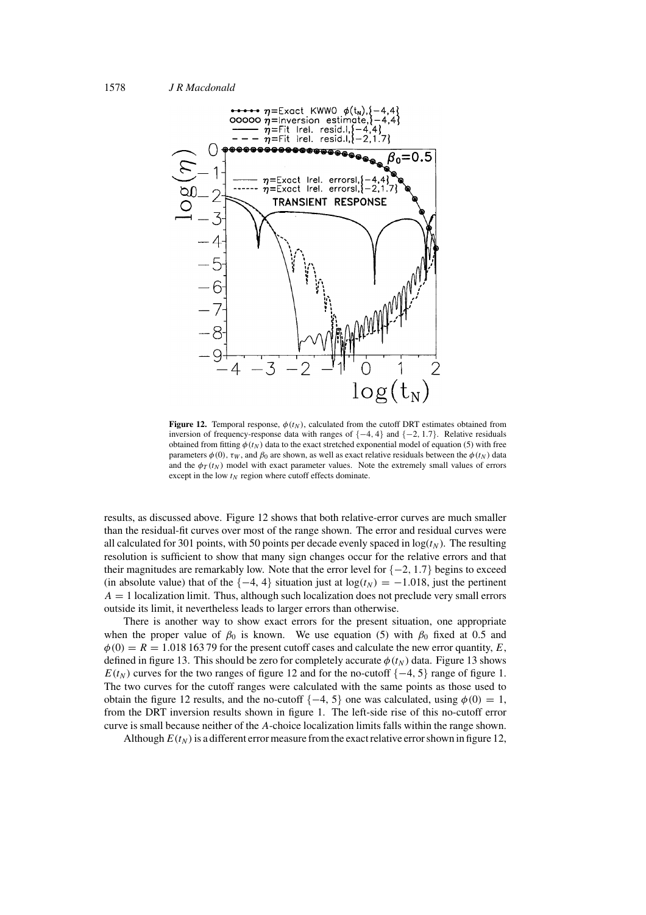**Figure 12.** Temporal response, $\phi(t_N)$, calculated from the cutoff DRT estimates obtained from inversion of frequency-response data with ranges of $\{-4, 4\}$ and $\{-2, 1.7\}$. Relative residuals obtained from fitting $\phi(t_N)$ data to the exact stretched exponential model of equation (5) with free parameters $\phi(0)$, $\tau_W$, and $\beta_0$ are shown, as well as exact relative residuals between the $\phi(t_N)$ data and the $\phi_T(t_N)$ model with exact parameter values. Note the extremely small values of errors except in the low $t_N$ region where cutoff effects dominate.

results, as discussed above. Figure 12 shows that both relative-error curves are much smaller than the residual-fit curves over most of the range shown. The error and residual curves were all calculated for 301 points, with 50 points per decade evenly spaced in $\log(t_N)$. The resulting resolution is sufficient to show that many sign changes occur for the relative errors and that their magnitudes are remarkably low. Note that the error level for $\{-2, 1.7\}$ begins to exceed (in absolute value) that of the $\{-4, 4\}$ situation just at $\log(t_N) = -1.018$, just the pertinent $A = 1$ localization limit. Thus, although such localization does not preclude very small errors outside its limit, it nevertheless leads to larger errors than otherwise.

There is another way to show exact errors for the present situation, one appropriate when the proper value of $\beta_0$ is known. We use equation (5) with $\beta_0$ fixed at 0.5 and $\phi(0) = R = 1.018\,163\,79$ for the present cutoff cases and calculate the new error quantity, $E$, defined in figure 13. This should be zero for completely accurate $\phi(t_N)$ data. Figure 13 shows $E(t_N)$ curves for the two ranges of figure 12 and for the no-cutoff $\{-4, 5\}$ range of figure 1. The two curves for the cutoff ranges were calculated with the same points as those used to obtain the figure 12 results, and the no-cutoff $\{-4, 5\}$ one was calculated, using $\phi(0) = 1$, from the DRT inversion results shown in figure 1. The left-side rise of this no-cutoff error curve is small because neither of the $A$-choice localization limits falls within the range shown.

Although $E(t_N)$ is a different error measure from the exact relative error shown in figure 12,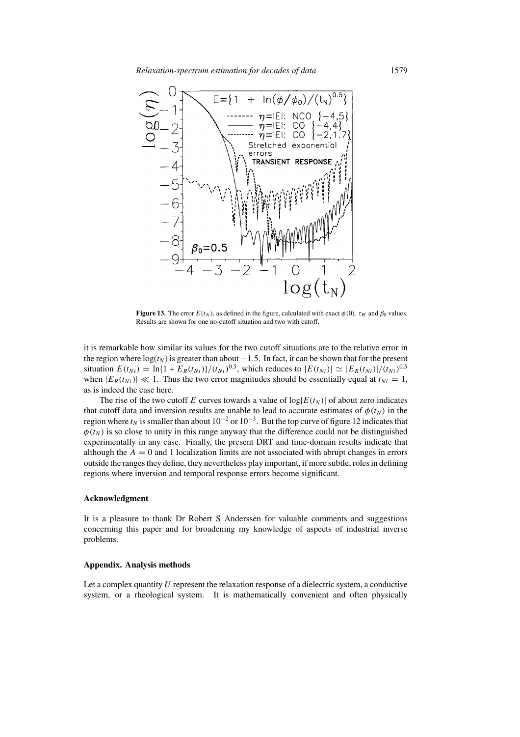**Figure 13.** The error $E(t_N)$, as defined in the figure, calculated with exact $\phi(0)$, $\tau_W$ and $\beta_0$ values. Results are shown for one no-cutoff situation and two with cutoff.

it is remarkable how similar its values for the two cutoff situations are to the relative error in the region where $\log(t_N)$ is greater than about $-1.5$. In fact, it can be shown that for the present situation $E(t_{Ni}) = \ln\{1 + E_R(t_{Ni})\}/(t_{Ni})^{0.5}$, which reduces to $|E(t_{Ni})| \simeq |E_R(t_{Ni})|/(t_{Ni})^{0.5}$ when $|E_R(t_{Ni})| \ll 1$. Thus the two error magnitudes should be essentially equal at $t_{Ni} = 1$, as is indeed the case here.

The rise of the two cutoff $E$ curves towards a value of $\log|E(t_N)|$ of about zero indicates that cutoff data and inversion results are unable to lead to accurate estimates of $\phi(t_N)$ in the region where $t_N$ is smaller than about $10^{-2}$ or $10^{-3}$. But the top curve of figure 12 indicates that $\phi(t_N)$ is so close to unity in this range anyway that the difference could not be distinguished experimentally in any case. Finally, the present DRT and time-domain results indicate that although the $A = 0$ and 1 localization limits are not associated with abrupt changes in errors outside the ranges they define, they nevertheless play important, if more subtle, roles in defining regions where inversion and temporal response errors become significant.

### Acknowledgment

It is a pleasure to thank Dr Robert S Anderssen for valuable comments and suggestions concerning this paper and for broadening my knowledge of aspects of industrial inverse problems.

### Appendix. Analysis methods

Let a complex quantity $U$ represent the relaxation response of a dielectric system, a conductive system, or a rheological system. It is mathematically convenient and often physically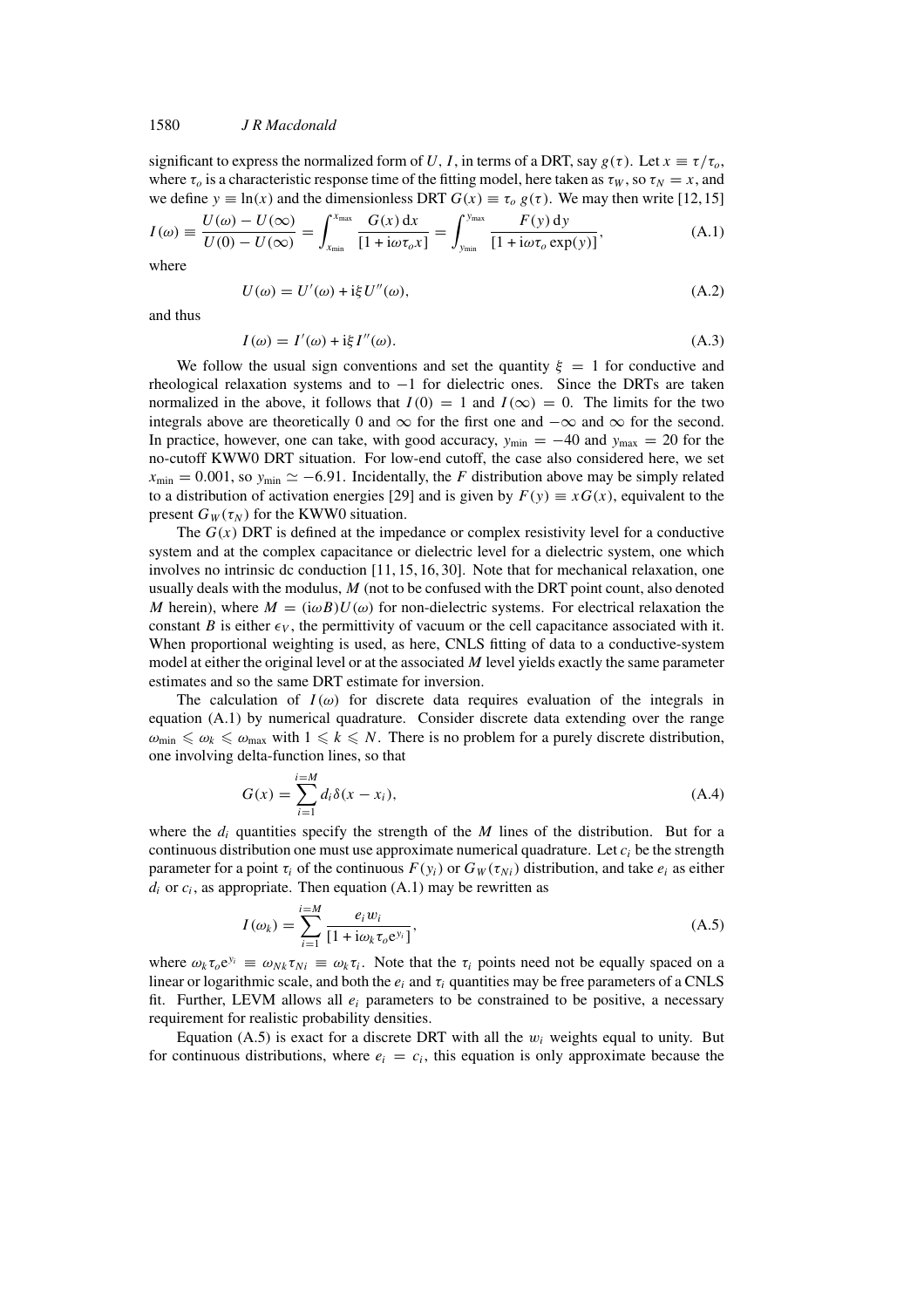significant to express the normalized form of $U$, $I$, in terms of a DRT, say $g(\tau)$. Let $x \equiv \tau/\tau_o$, where $\tau_o$ is a characteristic response time of the fitting model, here taken as $\tau_W$, so $\tau_N = x$, and we define $y \equiv \ln(x)$ and the dimensionless DRT $G(x) \equiv \tau_o\, g(\tau)$. We may then write [12, 15]

$$I(\omega) \equiv \frac{U(\omega) - U(\infty)}{U(0) - U(\infty)} = \int_{x_{\min}}^{x_{\max}} \frac{G(x)\,\mathrm{d}x}{[1 + \mathrm{i}\omega\tau_o x]} = \int_{y_{\min}}^{y_{\max}} \frac{F(y)\,\mathrm{d}y}{[1 + \mathrm{i}\omega\tau_o \exp(y)]}, \tag{A.1}$$

where

$$U(\omega) = U'(\omega) + \mathrm{i}\xi U''(\omega), \tag{A.2}$$

and thus

$$I(\omega) = I'(\omega) + \mathrm{i}\xi I''(\omega). \tag{A.3}$$

We follow the usual sign conventions and set the quantity $\xi = 1$ for conductive and rheological relaxation systems and to $-1$ for dielectric ones. Since the DRTs are taken normalized in the above, it follows that $I(0) = 1$ and $I(\infty) = 0$. The limits for the two integrals above are theoretically 0 and $\infty$ for the first one and $-\infty$ and $\infty$ for the second. In practice, however, one can take, with good accuracy, $y_{\min} = -40$ and $y_{\max} = 20$ for the no-cutoff KWW0 DRT situation. For low-end cutoff, the case also considered here, we set $x_{\min} = 0.001$, so $y_{\min} \simeq -6.91$. Incidentally, the $F$ distribution above may be simply related to a distribution of activation energies [29] and is given by $F(y) \equiv xG(x)$, equivalent to the present $G_W(\tau_N)$ for the KWW0 situation.

The $G(x)$ DRT is defined at the impedance or complex resistivity level for a conductive system and at the complex capacitance or dielectric level for a dielectric system, one which involves no intrinsic dc conduction [11, 15, 16, 30]. Note that for mechanical relaxation, one usually deals with the modulus, $M$ (not to be confused with the DRT point count, also denoted $M$ herein), where $M = (\mathrm{i}\omega B)U(\omega)$ for non-dielectric systems. For electrical relaxation the constant $B$ is either $\epsilon_V$, the permittivity of vacuum or the cell capacitance associated with it. When proportional weighting is used, as here, CNLS fitting of data to a conductive-system model at either the original level or at the associated $M$ level yields exactly the same parameter estimates and so the same DRT estimate for inversion.

The calculation of $I(\omega)$ for discrete data requires evaluation of the integrals in equation (A.1) by numerical quadrature. Consider discrete data extending over the range $\omega_{\min} \leqslant \omega_k \leqslant \omega_{\max}$ with $1 \leqslant k \leqslant N$. There is no problem for a purely discrete distribution, one involving delta-function lines, so that

$$G(x) = \sum_{i=1}^{i=M} d_i \delta(x - x_i), \tag{A.4}$$

where the $d_i$ quantities specify the strength of the $M$ lines of the distribution. But for a continuous distribution one must use approximate numerical quadrature. Let $c_i$ be the strength parameter for a point $\tau_i$ of the continuous $F(y_i)$ or $G_W(\tau_{Ni})$ distribution, and take $e_i$ as either $d_i$ or $c_i$, as appropriate. Then equation (A.1) may be rewritten as

$$I(\omega_k) = \sum_{i=1}^{i=M} \frac{e_i w_i}{[1 + \mathrm{i}\omega_k \tau_o \mathrm{e}^{y_i}]}, \tag{A.5}$$

where $\omega_k \tau_o \mathrm{e}^{y_i} \equiv \omega_{Nk}\tau_{Ni} \equiv \omega_k \tau_i$. Note that the $\tau_i$ points need not be equally spaced on a linear or logarithmic scale, and both the $e_i$ and $\tau_i$ quantities may be free parameters of a CNLS fit. Further, LEVM allows all $e_i$ parameters to be constrained to be positive, a necessary requirement for realistic probability densities.

Equation (A.5) is exact for a discrete DRT with all the $w_i$ weights equal to unity. But for continuous distributions, where $e_i = c_i$, this equation is only approximate because the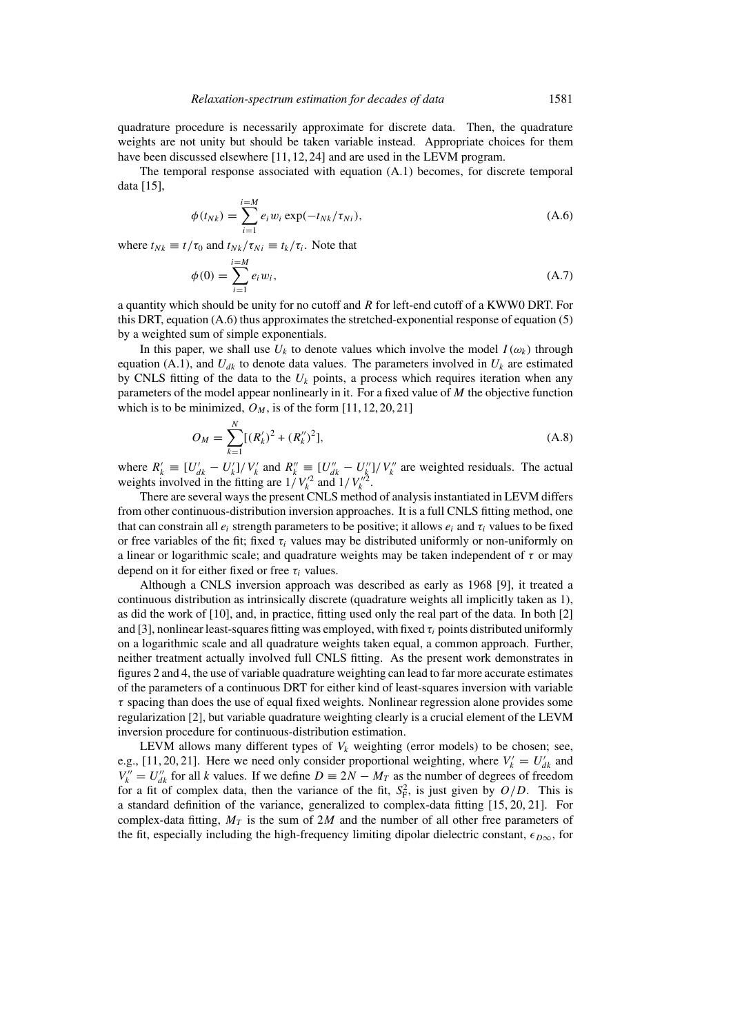quadrature procedure is necessarily approximate for discrete data. Then, the quadrature weights are not unity but should be taken variable instead. Appropriate choices for them have been discussed elsewhere [11, 12, 24] and are used in the LEVM program.

The temporal response associated with equation (A.1) becomes, for discrete temporal data [15],

$$\phi(t_{Nk}) = \sum_{i=1}^{i=M} e_i w_i \exp(-t_{Nk}/\tau_{Ni}), \tag{A.6}$$

where $t_{Nk} \equiv t/\tau_0$ and $t_{Nk}/\tau_{Ni} \equiv t_k/\tau_i$. Note that

$$\phi(0) = \sum_{i=1}^{i=M} e_i w_i, \tag{A.7}$$

a quantity which should be unity for no cutoff and $R$ for left-end cutoff of a KWW0 DRT. For this DRT, equation (A.6) thus approximates the stretched-exponential response of equation (5) by a weighted sum of simple exponentials.

In this paper, we shall use $U_k$ to denote values which involve the model $I(\omega_k)$ through equation (A.1), and $U_{dk}$ to denote data values. The parameters involved in $U_k$ are estimated by CNLS fitting of the data to the $U_k$ points, a process which requires iteration when any parameters of the model appear nonlinearly in it. For a fixed value of $M$ the objective function which is to be minimized, $O_M$, is of the form [11, 12, 20, 21]

$$O_M = \sum_{k=1}^{N} [(R'_k)^2 + (R''_k)^2], \tag{A.8}$$

where $R'_k \equiv [U'_{dk} - U'_k]/V'_k$ and $R''_k \equiv [U''_{dk} - U''_k]/V''_k$ are weighted residuals. The actual weights involved in the fitting are $1/V'^2_k$ and $1/V''^2_k$.

There are several ways the present CNLS method of analysis instantiated in LEVM differs from other continuous-distribution inversion approaches. It is a full CNLS fitting method, one that can constrain all $e_i$ strength parameters to be positive; it allows $e_i$ and $\tau_i$ values to be fixed or free variables of the fit; fixed $\tau_i$ values may be distributed uniformly or non-uniformly on a linear or logarithmic scale; and quadrature weights may be taken independent of $\tau$ or may depend on it for either fixed or free $\tau_i$ values.

Although a CNLS inversion approach was described as early as 1968 [9], it treated a continuous distribution as intrinsically discrete (quadrature weights all implicitly taken as 1), as did the work of [10], and, in practice, fitting used only the real part of the data. In both [2] and [3], nonlinear least-squares fitting was employed, with fixed $\tau_i$ points distributed uniformly on a logarithmic scale and all quadrature weights taken equal, a common approach. Further, neither treatment actually involved full CNLS fitting. As the present work demonstrates in figures 2 and 4, the use of variable quadrature weighting can lead to far more accurate estimates of the parameters of a continuous DRT for either kind of least-squares inversion with variable $\tau$ spacing than does the use of equal fixed weights. Nonlinear regression alone provides some regularization [2], but variable quadrature weighting clearly is a crucial element of the LEVM inversion procedure for continuous-distribution estimation.

LEVM allows many different types of $V_k$ weighting (error models) to be chosen; see, e.g., [11, 20, 21]. Here we need only consider proportional weighting, where $V'_k = U'_{dk}$ and $V''_k = U''_{dk}$ for all $k$ values. If we define $D \equiv 2N - M_T$ as the number of degrees of freedom for a fit of complex data, then the variance of the fit, $S_F^2$, is just given by $O/D$. This is a standard definition of the variance, generalized to complex-data fitting [15, 20, 21]. For complex-data fitting, $M_T$ is the sum of $2M$ and the number of all other free parameters of the fit, especially including the high-frequency limiting dipolar dielectric constant, $\epsilon_{D\infty}$, for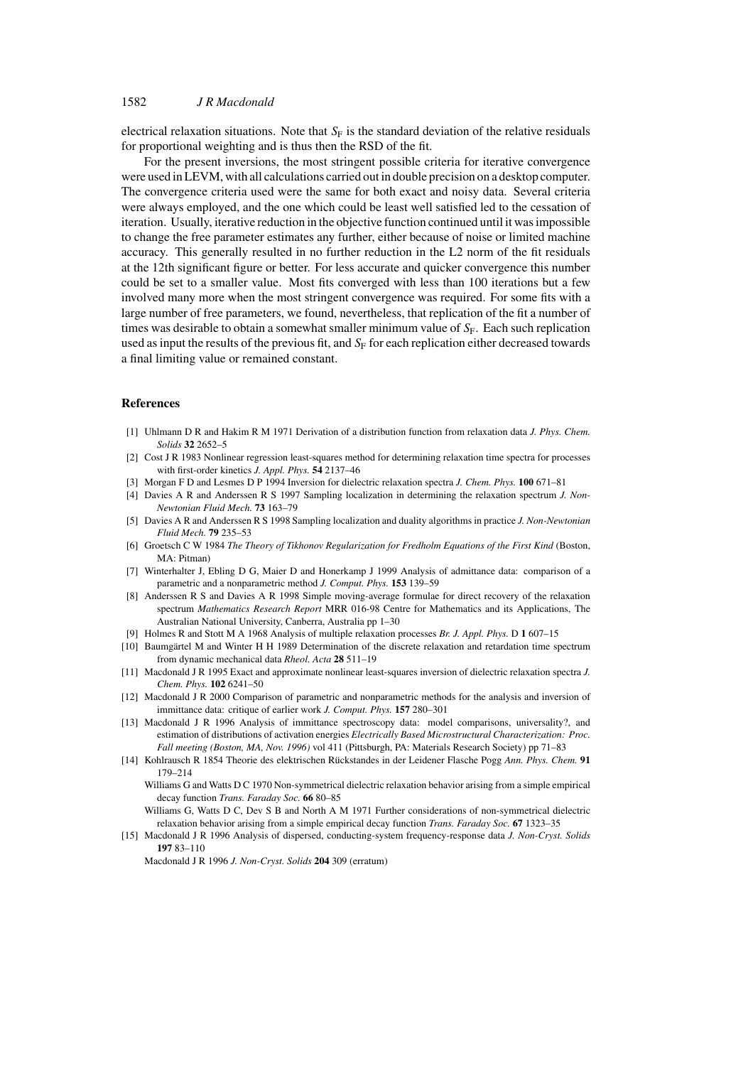electrical relaxation situations. Note that $S_F$ is the standard deviation of the relative residuals for proportional weighting and is thus then the RSD of the fit.

For the present inversions, the most stringent possible criteria for iterative convergence were used in LEVM, with all calculations carried out in double precision on a desktop computer. The convergence criteria used were the same for both exact and noisy data. Several criteria were always employed, and the one which could be least well satisfied led to the cessation of iteration. Usually, iterative reduction in the objective function continued until it was impossible to change the free parameter estimates any further, either because of noise or limited machine accuracy. This generally resulted in no further reduction in the L2 norm of the fit residuals at the 12th significant figure or better. For less accurate and quicker convergence this number could be set to a smaller value. Most fits converged with less than 100 iterations but a few involved many more when the most stringent convergence was required. For some fits with a large number of free parameters, we found, nevertheless, that replication of the fit a number of times was desirable to obtain a somewhat smaller minimum value of $S_F$. Each such replication used as input the results of the previous fit, and $S_F$ for each replication either decreased towards a final limiting value or remained constant.

## References

[1] Uhlmann D R and Hakim R M 1971 Derivation of a distribution function from relaxation data *J. Phys. Chem. Solids* **32** 2652–5

[2] Cost J R 1983 Nonlinear regression least-squares method for determining relaxation time spectra for processes with first-order kinetics *J. Appl. Phys.* **54** 2137–46

[3] Morgan F D and Lesmes D P 1994 Inversion for dielectric relaxation spectra *J. Chem. Phys.* **100** 671–81

[4] Davies A R and Anderssen R S 1997 Sampling localization in determining the relaxation spectrum *J. Non-Newtonian Fluid Mech.* **73** 163–79

[5] Davies A R and Anderssen R S 1998 Sampling localization and duality algorithms in practice *J. Non-Newtonian Fluid Mech.* **79** 235–53

[6] Groetsch C W 1984 *The Theory of Tikhonov Regularization for Fredholm Equations of the First Kind* (Boston, MA: Pitman)

[7] Winterhalter J, Ebling D G, Maier D and Honerkamp J 1999 Analysis of admittance data: comparison of a parametric and a nonparametric method *J. Comput. Phys.* **153** 139–59

[8] Anderssen R S and Davies A R 1998 Simple moving-average formulae for direct recovery of the relaxation spectrum *Mathematics Research Report* MRR 016-98 Centre for Mathematics and its Applications, The Australian National University, Canberra, Australia pp 1–30

[9] Holmes R and Stott M A 1968 Analysis of multiple relaxation processes *Br. J. Appl. Phys.* D **1** 607–15

[10] Baumgärtel M and Winter H H 1989 Determination of the discrete relaxation and retardation time spectrum from dynamic mechanical data *Rheol. Acta* **28** 511–19

[11] Macdonald J R 1995 Exact and approximate nonlinear least-squares inversion of dielectric relaxation spectra *J. Chem. Phys.* **102** 6241–50

[12] Macdonald J R 2000 Comparison of parametric and nonparametric methods for the analysis and inversion of immittance data: critique of earlier work *J. Comput. Phys.* **157** 280–301

[13] Macdonald J R 1996 Analysis of immittance spectroscopy data: model comparisons, universality?, and estimation of distributions of activation energies *Electrically Based Microstructural Characterization: Proc. Fall meeting (Boston, MA, Nov. 1996)* vol 411 (Pittsburgh, PA: Materials Research Society) pp 71–83

[14] Kohlrausch R 1854 Theorie des elektrischen Rückstandes in der Leidener Flasche Pogg *Ann. Phys. Chem.* **91** 179–214
Williams G and Watts D C 1970 Non-symmetrical dielectric relaxation behavior arising from a simple empirical decay function *Trans. Faraday Soc.* **66** 80–85
Williams G, Watts D C, Dev S B and North A M 1971 Further considerations of non-symmetrical dielectric relaxation behavior arising from a simple empirical decay function *Trans. Faraday Soc.* **67** 1323–35

[15] Macdonald J R 1996 Analysis of dispersed, conducting-system frequency-response data *J. Non-Cryst. Solids* **197** 83–110
Macdonald J R 1996 *J. Non-Cryst. Solids* **204** 309 (erratum)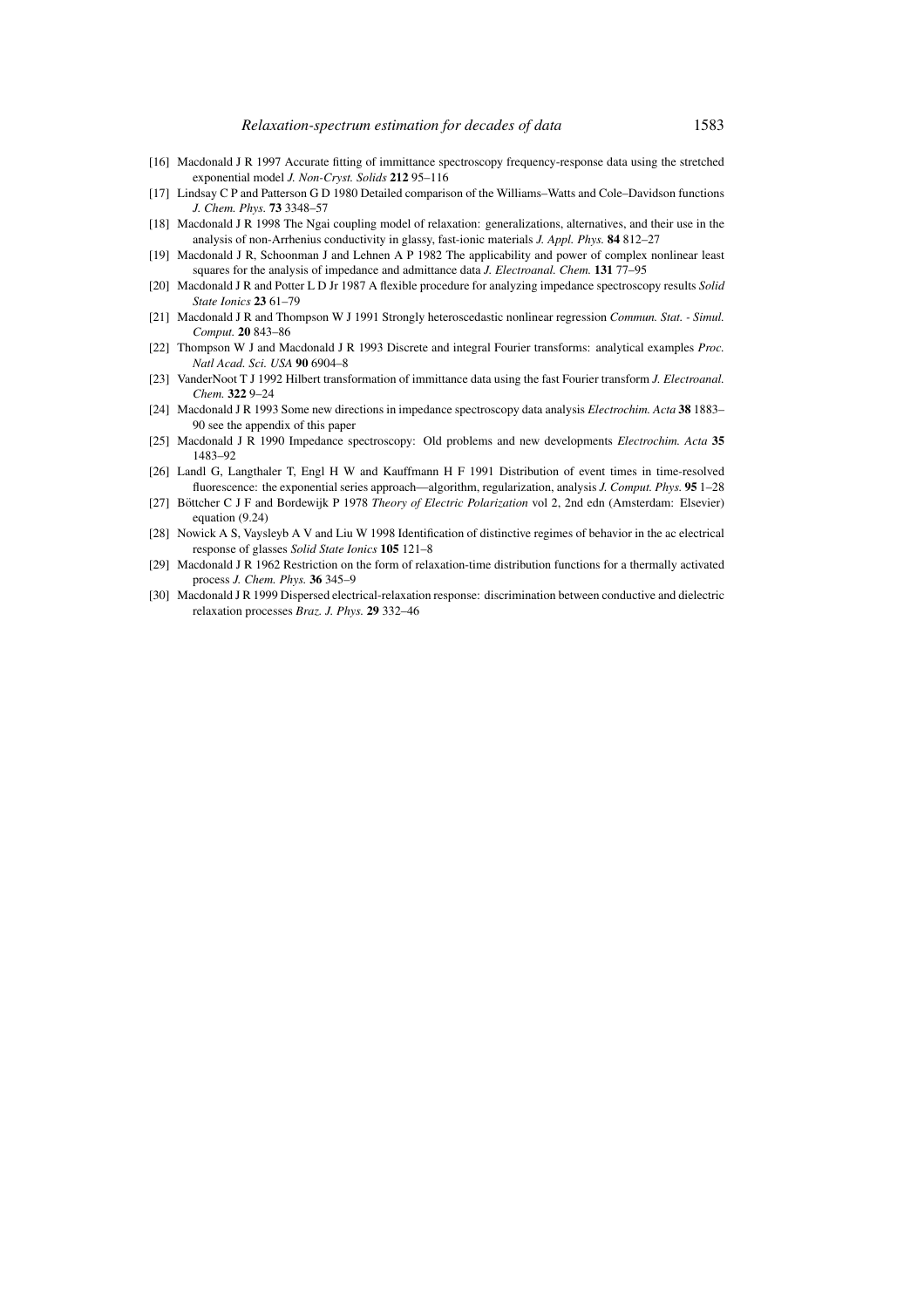[16] Macdonald J R 1997 Accurate fitting of immittance spectroscopy frequency-response data using the stretched exponential model *J. Non-Cryst. Solids* **212** 95–116

[17] Lindsay C P and Patterson G D 1980 Detailed comparison of the Williams–Watts and Cole–Davidson functions *J. Chem. Phys.* **73** 3348–57

[18] Macdonald J R 1998 The Ngai coupling model of relaxation: generalizations, alternatives, and their use in the analysis of non-Arrhenius conductivity in glassy, fast-ionic materials *J. Appl. Phys.* **84** 812–27

[19] Macdonald J R, Schoonman J and Lehnen A P 1982 The applicability and power of complex nonlinear least squares for the analysis of impedance and admittance data *J. Electroanal. Chem.* **131** 77–95

[20] Macdonald J R and Potter L D Jr 1987 A flexible procedure for analyzing impedance spectroscopy results *Solid State Ionics* **23** 61–79

[21] Macdonald J R and Thompson W J 1991 Strongly heteroscedastic nonlinear regression *Commun. Stat. - Simul. Comput.* **20** 843–86

[22] Thompson W J and Macdonald J R 1993 Discrete and integral Fourier transforms: analytical examples *Proc. Natl Acad. Sci. USA* **90** 6904–8

[23] VanderNoot T J 1992 Hilbert transformation of immittance data using the fast Fourier transform *J. Electroanal. Chem.* **322** 9–24

[24] Macdonald J R 1993 Some new directions in impedance spectroscopy data analysis *Electrochim. Acta* **38** 1883–90 see the appendix of this paper

[25] Macdonald J R 1990 Impedance spectroscopy: Old problems and new developments *Electrochim. Acta* **35** 1483–92

[26] Landl G, Langthaler T, Engl H W and Kauffmann H F 1991 Distribution of event times in time-resolved fluorescence: the exponential series approach—algorithm, regularization, analysis *J. Comput. Phys.* **95** 1–28

[27] Böttcher C J F and Bordewijk P 1978 *Theory of Electric Polarization* vol 2, 2nd edn (Amsterdam: Elsevier) equation (9.24)

[28] Nowick A S, Vaysleyb A V and Liu W 1998 Identification of distinctive regimes of behavior in the ac electrical response of glasses *Solid State Ionics* **105** 121–8

[29] Macdonald J R 1962 Restriction on the form of relaxation-time distribution functions for a thermally activated process *J. Chem. Phys.* **36** 345–9

[30] Macdonald J R 1999 Dispersed electrical-relaxation response: discrimination between conductive and dielectric relaxation processes *Braz. J. Phys.* **29** 332–46